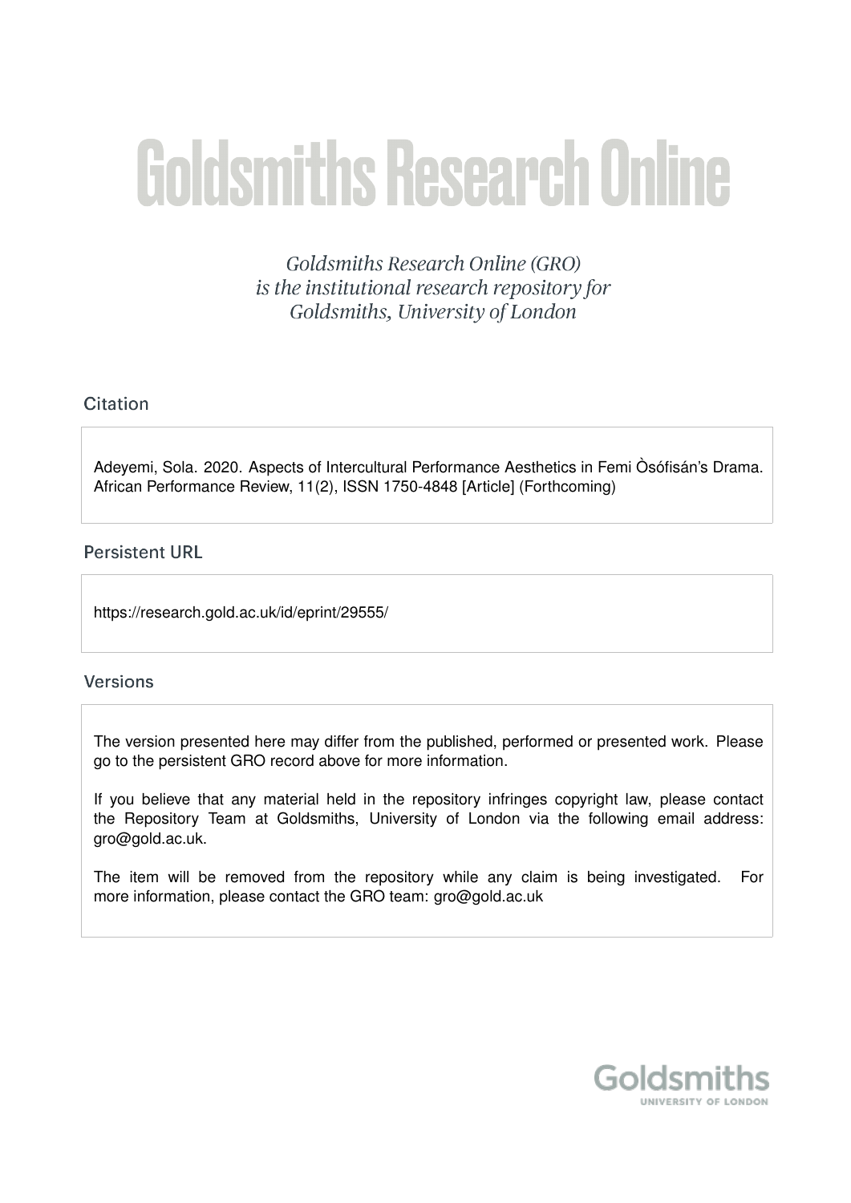# Goldsmiths Research Online

*Goldsmiths Research Online (GRO) is the institutional research repository for Goldsmiths, University of London*

## Citation

Adeyemi, Sola. 2020. Aspects of Intercultural Performance Aesthetics in Femi Òsófisán's Drama. African Performance Review, 11(2), ISSN 1750-4848 [Article] (Forthcoming)

## Persistent URL

https://research.gold.ac.uk/id/eprint/29555/

## Versions

The version presented here may differ from the published, performed or presented work. Please go to the persistent GRO record above for more information.

If you believe that any material held in the repository infringes copyright law, please contact the Repository Team at Goldsmiths, University of London via the following email address: gro@gold.ac.uk.

The item will be removed from the repository while any claim is being investigated. For more information, please contact the GRO team: gro@gold.ac.uk

Goldsmiths
UNIVERSITY OF LONDON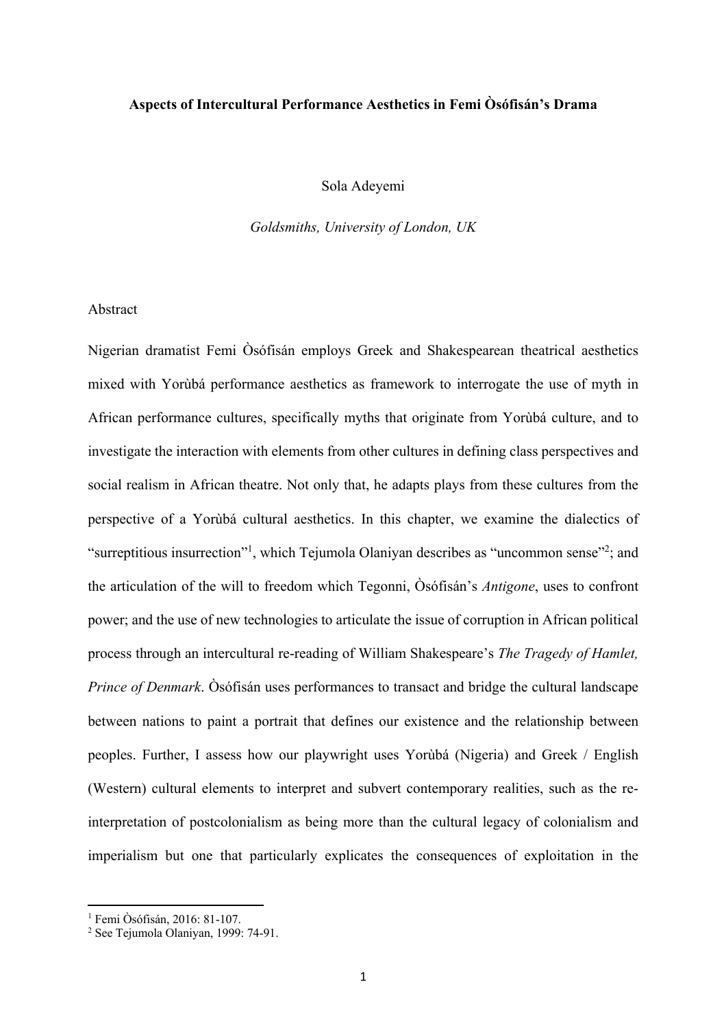**Aspects of Intercultural Performance Aesthetics in Femi Òsófisán's Drama**

Sola Adeyemi

*Goldsmiths, University of London, UK*

Abstract

Nigerian dramatist Femi Òsófisán employs Greek and Shakespearean theatrical aesthetics mixed with Yorùbá performance aesthetics as framework to interrogate the use of myth in African performance cultures, specifically myths that originate from Yorùbá culture, and to investigate the interaction with elements from other cultures in defining class perspectives and social realism in African theatre. Not only that, he adapts plays from these cultures from the perspective of a Yorùbá cultural aesthetics. In this chapter, we examine the dialectics of "surreptitious insurrection"[1], which Tejumola Olaniyan describes as "uncommon sense"[2]; and the articulation of the will to freedom which Tegonni, Òsófisán's *Antigone*, uses to confront power; and the use of new technologies to articulate the issue of corruption in African political process through an intercultural re-reading of William Shakespeare's *The Tragedy of Hamlet, Prince of Denmark*. Òsófisán uses performances to transact and bridge the cultural landscape between nations to paint a portrait that defines our existence and the relationship between peoples. Further, I assess how our playwright uses Yorùbá (Nigeria) and Greek / English (Western) cultural elements to interpret and subvert contemporary realities, such as the re-interpretation of postcolonialism as being more than the cultural legacy of colonialism and imperialism but one that particularly explicates the consequences of exploitation in the

[1] Femi Òsófisán, 2016: 81-107.

[2] See Tejumola Olaniyan, 1999: 74-91.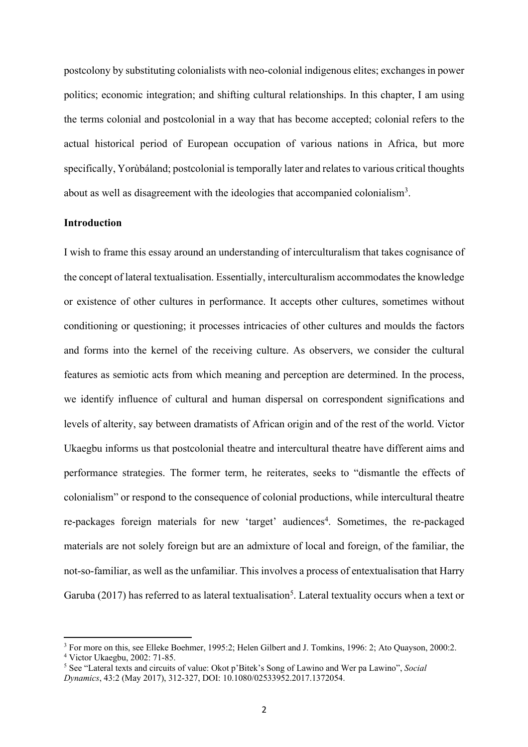postcolony by substituting colonialists with neo-colonial indigenous elites; exchanges in power politics; economic integration; and shifting cultural relationships. In this chapter, I am using the terms colonial and postcolonial in a way that has become accepted; colonial refers to the actual historical period of European occupation of various nations in Africa, but more specifically, Yorùbáland; postcolonial is temporally later and relates to various critical thoughts about as well as disagreement with the ideologies that accompanied colonialism[3].

**Introduction**

I wish to frame this essay around an understanding of interculturalism that takes cognisance of the concept of lateral textualisation. Essentially, interculturalism accommodates the knowledge or existence of other cultures in performance. It accepts other cultures, sometimes without conditioning or questioning; it processes intricacies of other cultures and moulds the factors and forms into the kernel of the receiving culture. As observers, we consider the cultural features as semiotic acts from which meaning and perception are determined. In the process, we identify influence of cultural and human dispersal on correspondent significations and levels of alterity, say between dramatists of African origin and of the rest of the world. Victor Ukaegbu informs us that postcolonial theatre and intercultural theatre have different aims and performance strategies. The former term, he reiterates, seeks to "dismantle the effects of colonialism" or respond to the consequence of colonial productions, while intercultural theatre re-packages foreign materials for new 'target' audiences[4]. Sometimes, the re-packaged materials are not solely foreign but are an admixture of local and foreign, of the familiar, the not-so-familiar, as well as the unfamiliar. This involves a process of entextualisation that Harry Garuba (2017) has referred to as lateral textualisation[5]. Lateral textuality occurs when a text or

[3] For more on this, see Elleke Boehmer, 1995:2; Helen Gilbert and J. Tomkins, 1996: 2; Ato Quayson, 2000:2.

[4] Victor Ukaegbu, 2002: 71-85.

[5] See "Lateral texts and circuits of value: Okot p'Bitek's Song of Lawino and Wer pa Lawino", *Social Dynamics*, 43:2 (May 2017), 312-327, DOI: 10.1080/02533952.2017.1372054.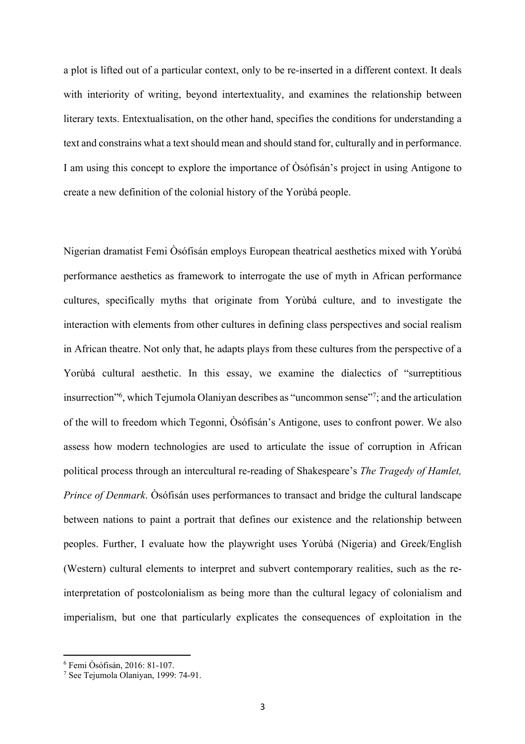a plot is lifted out of a particular context, only to be re-inserted in a different context. It deals with interiority of writing, beyond intertextuality, and examines the relationship between literary texts. Entextualisation, on the other hand, specifies the conditions for understanding a text and constrains what a text should mean and should stand for, culturally and in performance. I am using this concept to explore the importance of Òsófisán's project in using Antigone to create a new definition of the colonial history of the Yorùbá people.

Nigerian dramatist Femi Òsófisán employs European theatrical aesthetics mixed with Yorùbá performance aesthetics as framework to interrogate the use of myth in African performance cultures, specifically myths that originate from Yorùbá culture, and to investigate the interaction with elements from other cultures in defining class perspectives and social realism in African theatre. Not only that, he adapts plays from these cultures from the perspective of a Yorùbá cultural aesthetic. In this essay, we examine the dialectics of "surreptitious insurrection"[6], which Tejumola Olaniyan describes as "uncommon sense"[7]; and the articulation of the will to freedom which Tegonni, Òsófisán's Antigone, uses to confront power. We also assess how modern technologies are used to articulate the issue of corruption in African political process through an intercultural re-reading of Shakespeare's *The Tragedy of Hamlet, Prince of Denmark*. Òsófisán uses performances to transact and bridge the cultural landscape between nations to paint a portrait that defines our existence and the relationship between peoples. Further, I evaluate how the playwright uses Yorùbá (Nigeria) and Greek/English (Western) cultural elements to interpret and subvert contemporary realities, such as the re-interpretation of postcolonialism as being more than the cultural legacy of colonialism and imperialism, but one that particularly explicates the consequences of exploitation in the

[6] Femi Òsófisán, 2016: 81-107.

[7] See Tejumola Olaniyan, 1999: 74-91.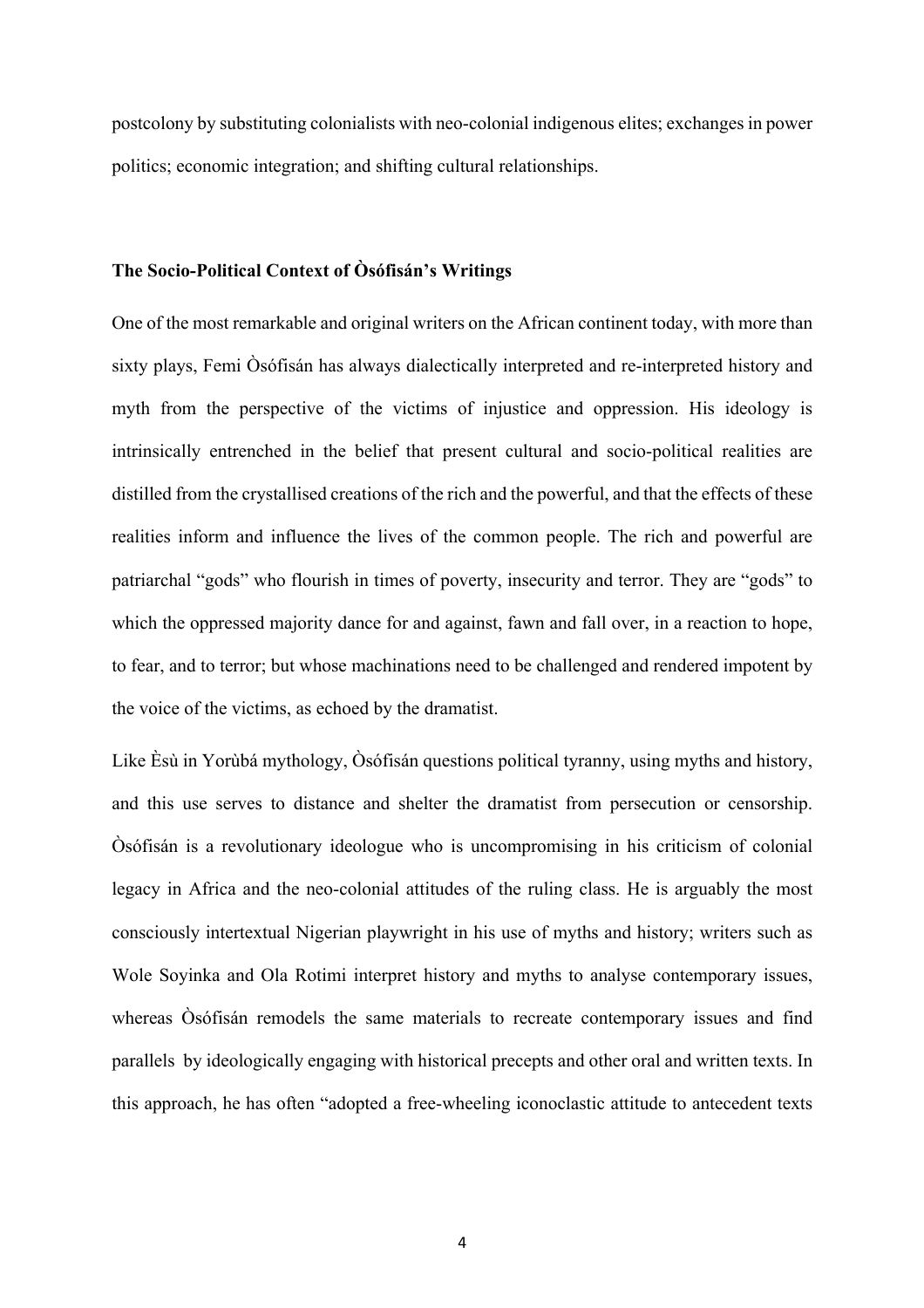postcolony by substituting colonialists with neo-colonial indigenous elites; exchanges in power politics; economic integration; and shifting cultural relationships.

## The Socio-Political Context of Òsófisán's Writings

One of the most remarkable and original writers on the African continent today, with more than sixty plays, Femi Òsófisán has always dialectically interpreted and re-interpreted history and myth from the perspective of the victims of injustice and oppression. His ideology is intrinsically entrenched in the belief that present cultural and socio-political realities are distilled from the crystallised creations of the rich and the powerful, and that the effects of these realities inform and influence the lives of the common people. The rich and powerful are patriarchal "gods" who flourish in times of poverty, insecurity and terror. They are "gods" to which the oppressed majority dance for and against, fawn and fall over, in a reaction to hope, to fear, and to terror; but whose machinations need to be challenged and rendered impotent by the voice of the victims, as echoed by the dramatist.

Like Èsù in Yorùbá mythology, Òsófisán questions political tyranny, using myths and history, and this use serves to distance and shelter the dramatist from persecution or censorship. Òsófisán is a revolutionary ideologue who is uncompromising in his criticism of colonial legacy in Africa and the neo-colonial attitudes of the ruling class. He is arguably the most consciously intertextual Nigerian playwright in his use of myths and history; writers such as Wole Soyinka and Ola Rotimi interpret history and myths to analyse contemporary issues, whereas Òsófisán remodels the same materials to recreate contemporary issues and find parallels by ideologically engaging with historical precepts and other oral and written texts. In this approach, he has often "adopted a free-wheeling iconoclastic attitude to antecedent texts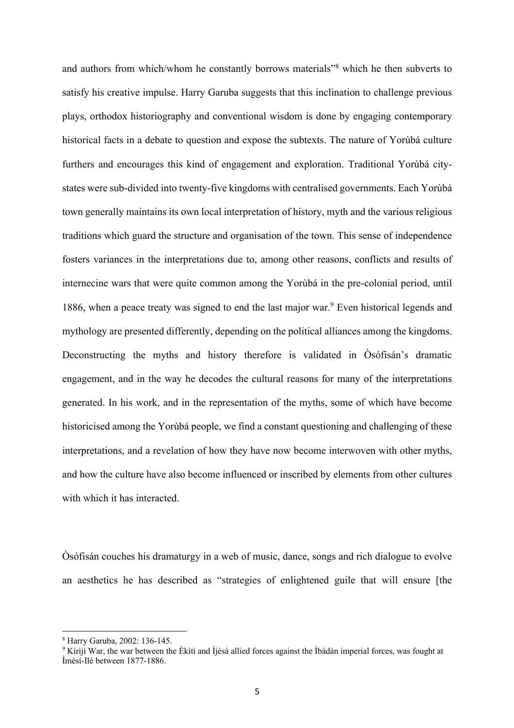and authors from which/whom he constantly borrows materials"[8] which he then subverts to satisfy his creative impulse. Harry Garuba suggests that this inclination to challenge previous plays, orthodox historiography and conventional wisdom is done by engaging contemporary historical facts in a debate to question and expose the subtexts. The nature of Yorùbá culture furthers and encourages this kind of engagement and exploration. Traditional Yorùbá city-states were sub-divided into twenty-five kingdoms with centralised governments. Each Yorùbá town generally maintains its own local interpretation of history, myth and the various religious traditions which guard the structure and organisation of the town. This sense of independence fosters variances in the interpretations due to, among other reasons, conflicts and results of internecine wars that were quite common among the Yorùbá in the pre-colonial period, until 1886, when a peace treaty was signed to end the last major war.[9] Even historical legends and mythology are presented differently, depending on the political alliances among the kingdoms. Deconstructing the myths and history therefore is validated in Òsófisán's dramatic engagement, and in the way he decodes the cultural reasons for many of the interpretations generated. In his work, and in the representation of the myths, some of which have become historicised among the Yorùbá people, we find a constant questioning and challenging of these interpretations, and a revelation of how they have now become interwoven with other myths, and how the culture have also become influenced or inscribed by elements from other cultures with which it has interacted.

Òsófisán couches his dramaturgy in a web of music, dance, songs and rich dialogue to evolve an aesthetics he has described as "strategies of enlightened guile that will ensure [the

---

[8] Harry Garuba, 2002: 136-145.

[9] Kírìjì War, the war between the Èkìtì and Ìjèsà allied forces against the Ìbàdàn imperial forces, was fought at Ìmèsí-Ilé between 1877-1886.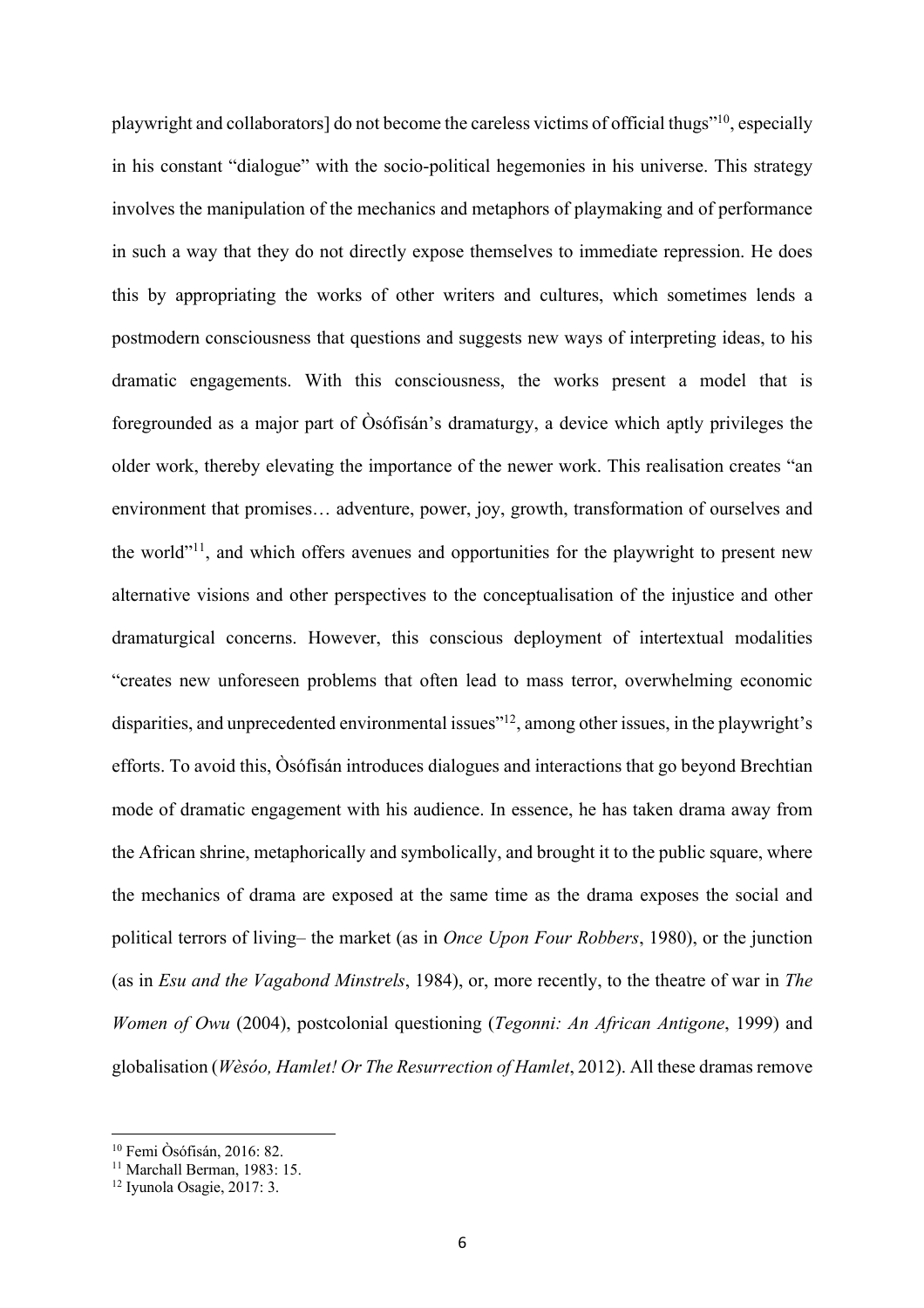playwright and collaborators] do not become the careless victims of official thugs"[10], especially in his constant "dialogue" with the socio-political hegemonies in his universe. This strategy involves the manipulation of the mechanics and metaphors of playmaking and of performance in such a way that they do not directly expose themselves to immediate repression. He does this by appropriating the works of other writers and cultures, which sometimes lends a postmodern consciousness that questions and suggests new ways of interpreting ideas, to his dramatic engagements. With this consciousness, the works present a model that is foregrounded as a major part of Òsófisán's dramaturgy, a device which aptly privileges the older work, thereby elevating the importance of the newer work. This realisation creates "an environment that promises… adventure, power, joy, growth, transformation of ourselves and the world"[11], and which offers avenues and opportunities for the playwright to present new alternative visions and other perspectives to the conceptualisation of the injustice and other dramaturgical concerns. However, this conscious deployment of intertextual modalities "creates new unforeseen problems that often lead to mass terror, overwhelming economic disparities, and unprecedented environmental issues"[12], among other issues, in the playwright's efforts. To avoid this, Òsófisán introduces dialogues and interactions that go beyond Brechtian mode of dramatic engagement with his audience. In essence, he has taken drama away from the African shrine, metaphorically and symbolically, and brought it to the public square, where the mechanics of drama are exposed at the same time as the drama exposes the social and political terrors of living– the market (as in *Once Upon Four Robbers*, 1980), or the junction (as in *Esu and the Vagabond Minstrels*, 1984), or, more recently, to the theatre of war in *The Women of Owu* (2004), postcolonial questioning (*Tegonni: An African Antigone*, 1999) and globalisation (*Wèsóo, Hamlet! Or The Resurrection of Hamlet*, 2012). All these dramas remove

---

[10] Femi Òsófisán, 2016: 82.

[11] Marchall Berman, 1983: 15.

[12] Iyunola Osagie, 2017: 3.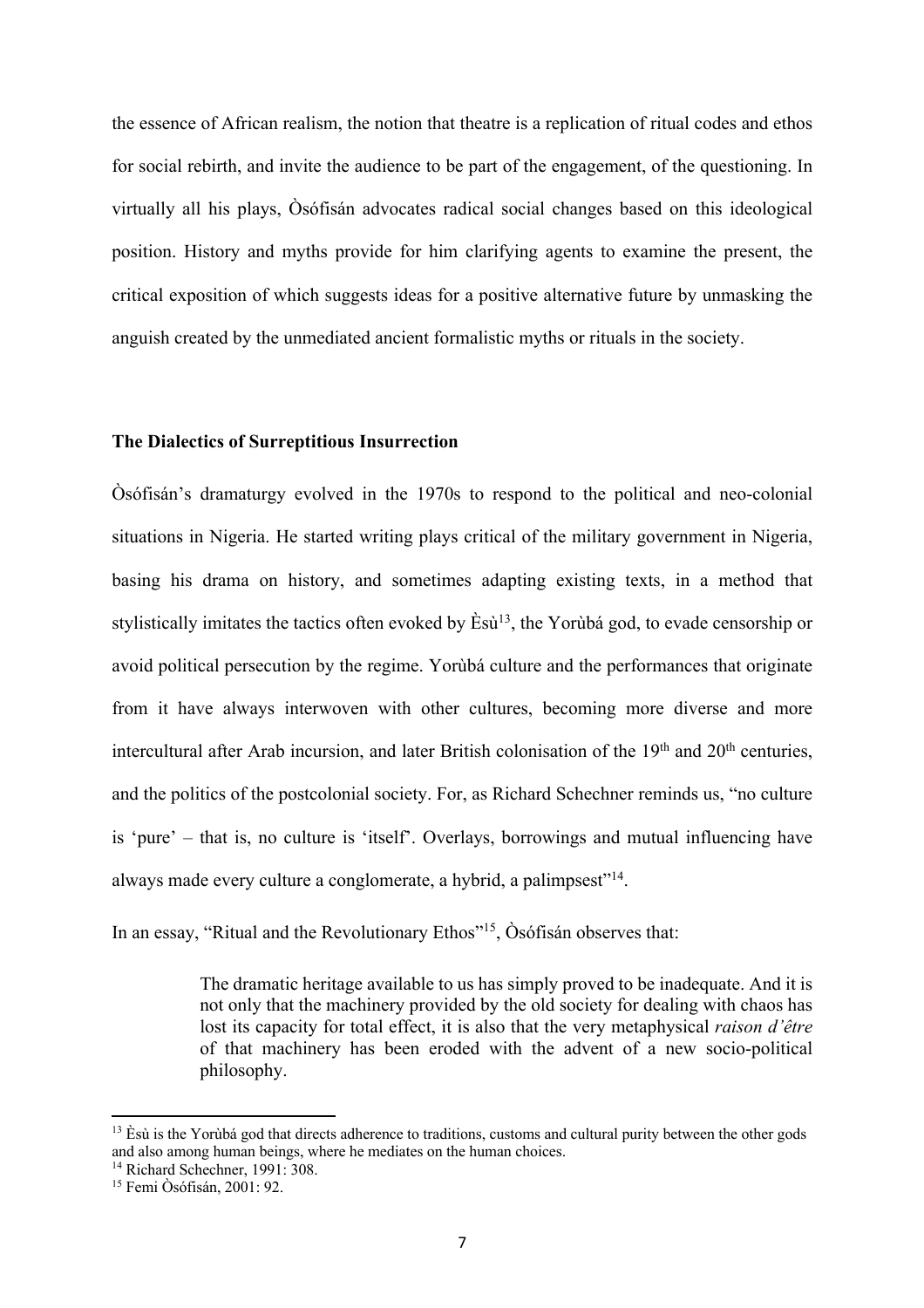the essence of African realism, the notion that theatre is a replication of ritual codes and ethos for social rebirth, and invite the audience to be part of the engagement, of the questioning. In virtually all his plays, Òsófisán advocates radical social changes based on this ideological position. History and myths provide for him clarifying agents to examine the present, the critical exposition of which suggests ideas for a positive alternative future by unmasking the anguish created by the unmediated ancient formalistic myths or rituals in the society.

**The Dialectics of Surreptitious Insurrection**

Òsófisán's dramaturgy evolved in the 1970s to respond to the political and neo-colonial situations in Nigeria. He started writing plays critical of the military government in Nigeria, basing his drama on history, and sometimes adapting existing texts, in a method that stylistically imitates the tactics often evoked by Èsù[13], the Yorùbá god, to evade censorship or avoid political persecution by the regime. Yorùbá culture and the performances that originate from it have always interwoven with other cultures, becoming more diverse and more intercultural after Arab incursion, and later British colonisation of the 19th and 20th centuries, and the politics of the postcolonial society. For, as Richard Schechner reminds us, "no culture is 'pure' – that is, no culture is 'itself'. Overlays, borrowings and mutual influencing have always made every culture a conglomerate, a hybrid, a palimpsest"[14].

In an essay, "Ritual and the Revolutionary Ethos"[15], Òsófisán observes that:

> The dramatic heritage available to us has simply proved to be inadequate. And it is not only that the machinery provided by the old society for dealing with chaos has lost its capacity for total effect, it is also that the very metaphysical *raison d'être* of that machinery has been eroded with the advent of a new socio-political philosophy.

---

[13] Èsù is the Yorùbá god that directs adherence to traditions, customs and cultural purity between the other gods and also among human beings, where he mediates on the human choices.

[14] Richard Schechner, 1991: 308.

[15] Femi Òsófisán, 2001: 92.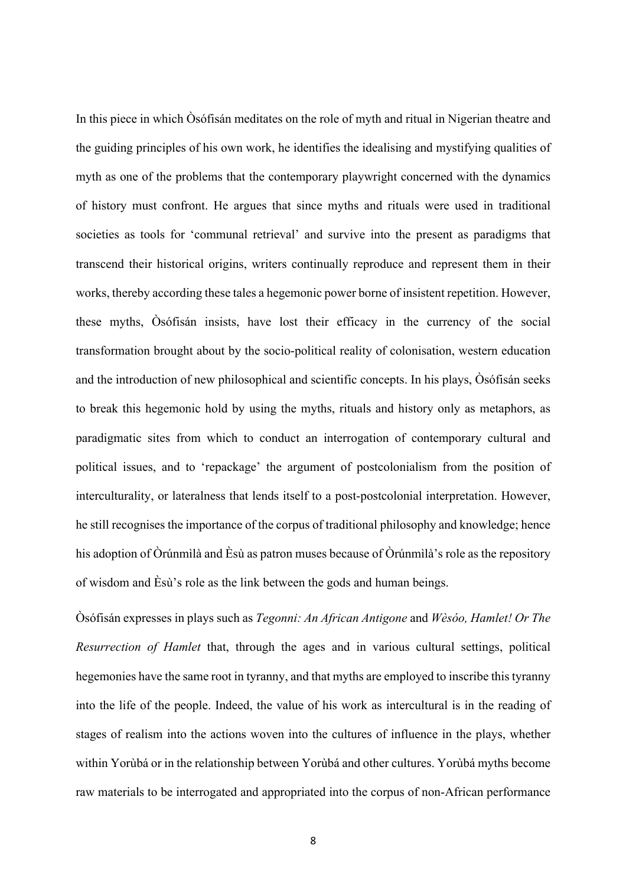In this piece in which Òsófisán meditates on the role of myth and ritual in Nigerian theatre and the guiding principles of his own work, he identifies the idealising and mystifying qualities of myth as one of the problems that the contemporary playwright concerned with the dynamics of history must confront. He argues that since myths and rituals were used in traditional societies as tools for 'communal retrieval' and survive into the present as paradigms that transcend their historical origins, writers continually reproduce and represent them in their works, thereby according these tales a hegemonic power borne of insistent repetition. However, these myths, Òsófisán insists, have lost their efficacy in the currency of the social transformation brought about by the socio-political reality of colonisation, western education and the introduction of new philosophical and scientific concepts. In his plays, Òsófisán seeks to break this hegemonic hold by using the myths, rituals and history only as metaphors, as paradigmatic sites from which to conduct an interrogation of contemporary cultural and political issues, and to 'repackage' the argument of postcolonialism from the position of interculturality, or lateralness that lends itself to a post-postcolonial interpretation. However, he still recognises the importance of the corpus of traditional philosophy and knowledge; hence his adoption of Òrúnmìlà and Èsù as patron muses because of Òrúnmìlà's role as the repository of wisdom and Èsù's role as the link between the gods and human beings.

Òsófisán expresses in plays such as *Tegonni: An African Antigone* and *Wèsóo, Hamlet! Or The Resurrection of Hamlet* that, through the ages and in various cultural settings, political hegemonies have the same root in tyranny, and that myths are employed to inscribe this tyranny into the life of the people. Indeed, the value of his work as intercultural is in the reading of stages of realism into the actions woven into the cultures of influence in the plays, whether within Yorùbá or in the relationship between Yorùbá and other cultures. Yorùbá myths become raw materials to be interrogated and appropriated into the corpus of non-African performance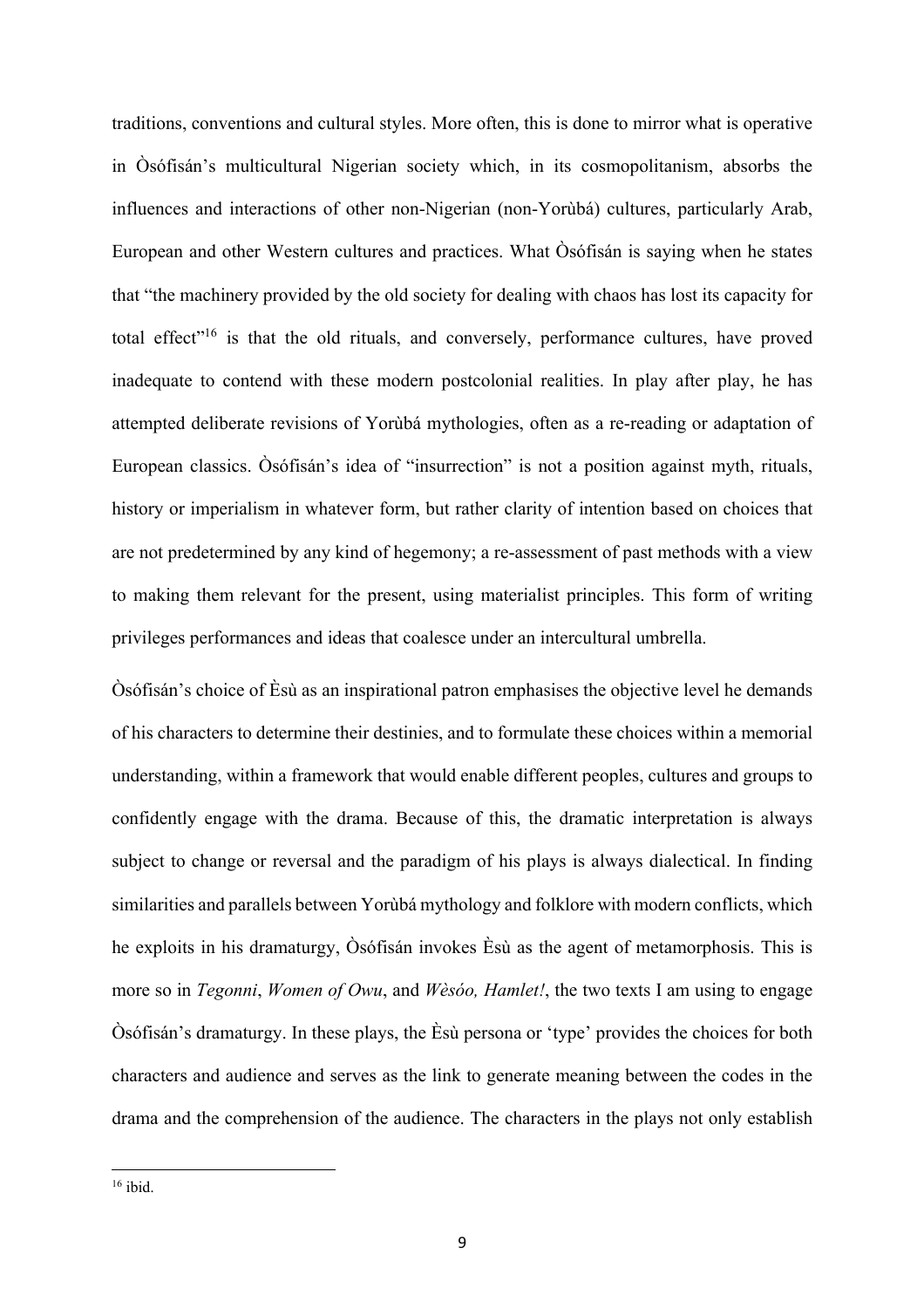traditions, conventions and cultural styles. More often, this is done to mirror what is operative in Òsófisán's multicultural Nigerian society which, in its cosmopolitanism, absorbs the influences and interactions of other non-Nigerian (non-Yorùbá) cultures, particularly Arab, European and other Western cultures and practices. What Òsófisán is saying when he states that "the machinery provided by the old society for dealing with chaos has lost its capacity for total effect"[16] is that the old rituals, and conversely, performance cultures, have proved inadequate to contend with these modern postcolonial realities. In play after play, he has attempted deliberate revisions of Yorùbá mythologies, often as a re-reading or adaptation of European classics. Òsófisán's idea of "insurrection" is not a position against myth, rituals, history or imperialism in whatever form, but rather clarity of intention based on choices that are not predetermined by any kind of hegemony; a re-assessment of past methods with a view to making them relevant for the present, using materialist principles. This form of writing privileges performances and ideas that coalesce under an intercultural umbrella.

Òsófisán's choice of Èsù as an inspirational patron emphasises the objective level he demands of his characters to determine their destinies, and to formulate these choices within a memorial understanding, within a framework that would enable different peoples, cultures and groups to confidently engage with the drama. Because of this, the dramatic interpretation is always subject to change or reversal and the paradigm of his plays is always dialectical. In finding similarities and parallels between Yorùbá mythology and folklore with modern conflicts, which he exploits in his dramaturgy, Òsófisán invokes Èsù as the agent of metamorphosis. This is more so in *Tegonni*, *Women of Owu*, and *Wèsóo, Hamlet!*, the two texts I am using to engage Òsófisán's dramaturgy. In these plays, the Èsù persona or 'type' provides the choices for both characters and audience and serves as the link to generate meaning between the codes in the drama and the comprehension of the audience. The characters in the plays not only establish

[16] ibid.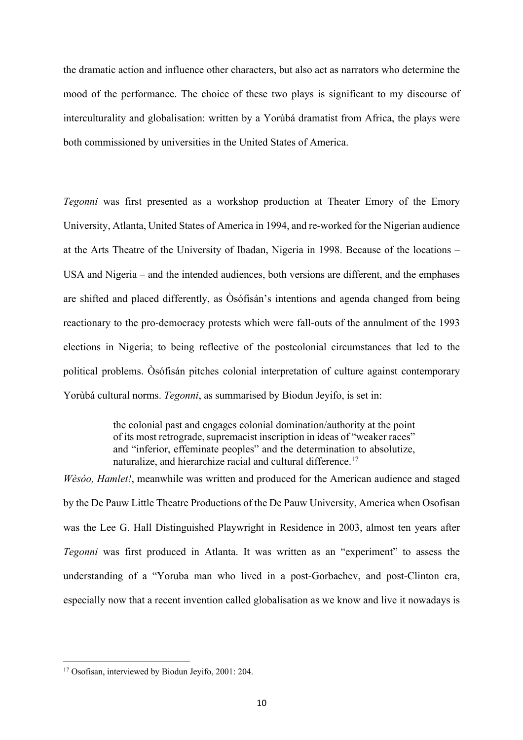the dramatic action and influence other characters, but also act as narrators who determine the mood of the performance. The choice of these two plays is significant to my discourse of interculturality and globalisation: written by a Yorùbá dramatist from Africa, the plays were both commissioned by universities in the United States of America.

*Tegonni* was first presented as a workshop production at Theater Emory of the Emory University, Atlanta, United States of America in 1994, and re-worked for the Nigerian audience at the Arts Theatre of the University of Ibadan, Nigeria in 1998. Because of the locations – USA and Nigeria – and the intended audiences, both versions are different, and the emphases are shifted and placed differently, as Òsófisán's intentions and agenda changed from being reactionary to the pro-democracy protests which were fall-outs of the annulment of the 1993 elections in Nigeria; to being reflective of the postcolonial circumstances that led to the political problems. Òsófisán pitches colonial interpretation of culture against contemporary Yorùbá cultural norms. *Tegonni*, as summarised by Biodun Jeyifo, is set in:

> the colonial past and engages colonial domination/authority at the point of its most retrograde, supremacist inscription in ideas of "weaker races" and "inferior, effeminate peoples" and the determination to absolutize, naturalize, and hierarchize racial and cultural difference.[17]

*Wèsóo, Hamlet!*, meanwhile was written and produced for the American audience and staged by the De Pauw Little Theatre Productions of the De Pauw University, America when Osofisan was the Lee G. Hall Distinguished Playwright in Residence in 2003, almost ten years after *Tegonni* was first produced in Atlanta. It was written as an "experiment" to assess the understanding of a "Yoruba man who lived in a post-Gorbachev, and post-Clinton era, especially now that a recent invention called globalisation as we know and live it nowadays is

[17] Osofisan, interviewed by Biodun Jeyifo, 2001: 204.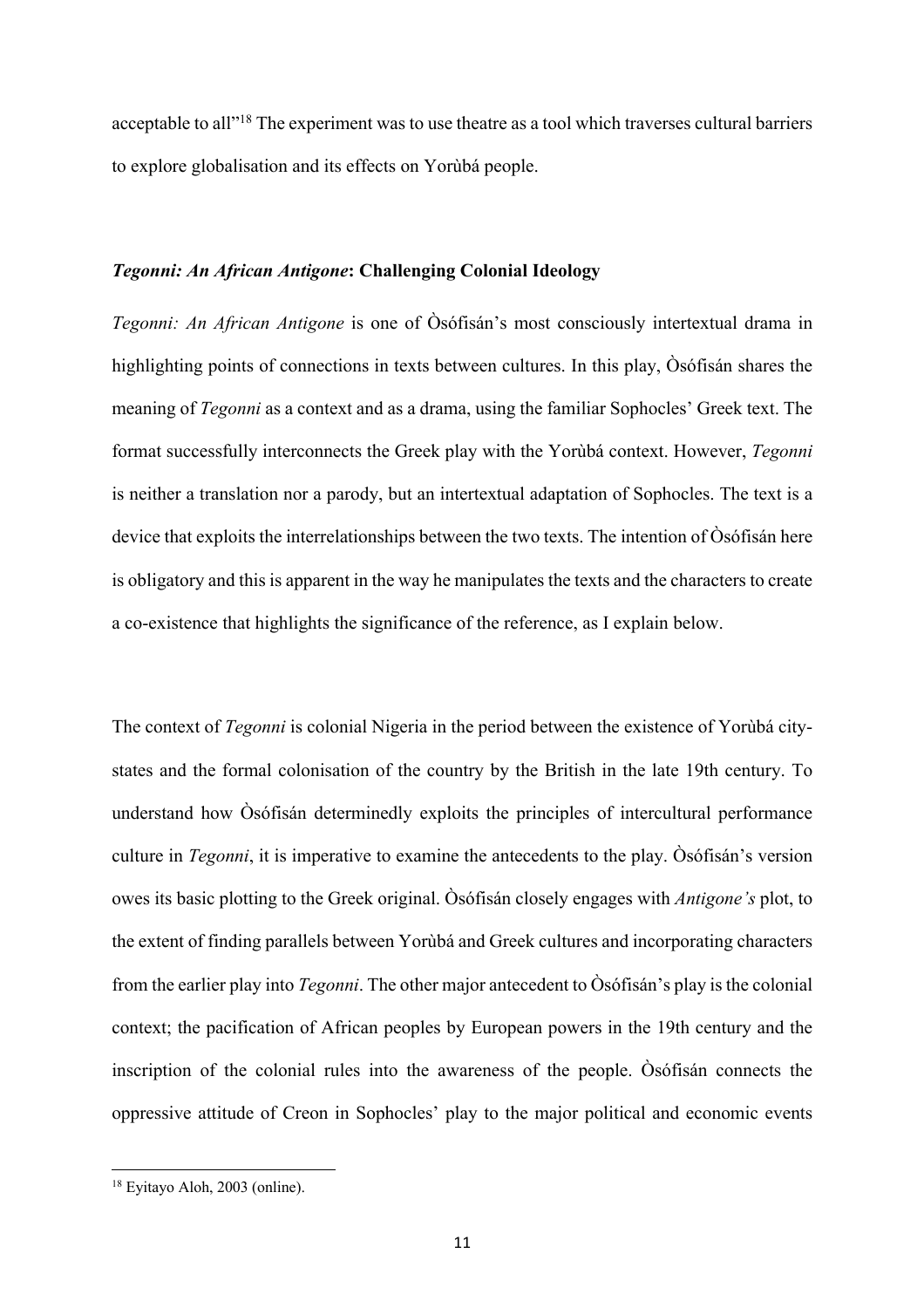acceptable to all"[18] The experiment was to use theatre as a tool which traverses cultural barriers to explore globalisation and its effects on Yorùbá people.

### *Tegonni: An African Antigone*: Challenging Colonial Ideology

*Tegonni: An African Antigone* is one of Òsófisán's most consciously intertextual drama in highlighting points of connections in texts between cultures. In this play, Òsófisán shares the meaning of *Tegonni* as a context and as a drama, using the familiar Sophocles' Greek text. The format successfully interconnects the Greek play with the Yorùbá context. However, *Tegonni* is neither a translation nor a parody, but an intertextual adaptation of Sophocles. The text is a device that exploits the interrelationships between the two texts. The intention of Òsófisán here is obligatory and this is apparent in the way he manipulates the texts and the characters to create a co-existence that highlights the significance of the reference, as I explain below.

The context of *Tegonni* is colonial Nigeria in the period between the existence of Yorùbá city-states and the formal colonisation of the country by the British in the late 19th century. To understand how Òsófisán determinedly exploits the principles of intercultural performance culture in *Tegonni*, it is imperative to examine the antecedents to the play. Òsófisán's version owes its basic plotting to the Greek original. Òsófisán closely engages with *Antigone's* plot, to the extent of finding parallels between Yorùbá and Greek cultures and incorporating characters from the earlier play into *Tegonni*. The other major antecedent to Òsófisán's play is the colonial context; the pacification of African peoples by European powers in the 19th century and the inscription of the colonial rules into the awareness of the people. Òsófisán connects the oppressive attitude of Creon in Sophocles' play to the major political and economic events

[18] Eyitayo Aloh, 2003 (online).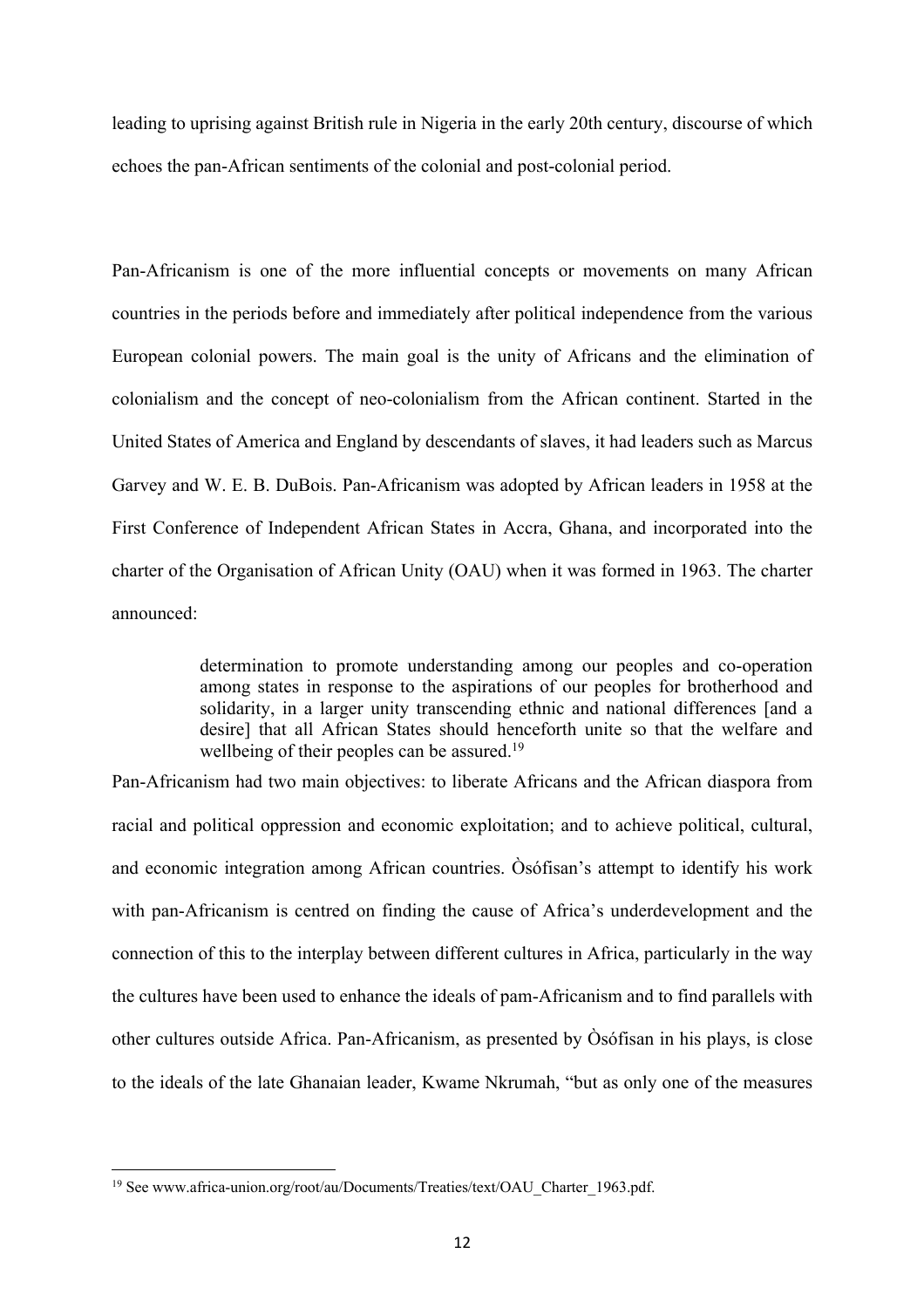leading to uprising against British rule in Nigeria in the early 20th century, discourse of which echoes the pan-African sentiments of the colonial and post-colonial period.

Pan-Africanism is one of the more influential concepts or movements on many African countries in the periods before and immediately after political independence from the various European colonial powers. The main goal is the unity of Africans and the elimination of colonialism and the concept of neo-colonialism from the African continent. Started in the United States of America and England by descendants of slaves, it had leaders such as Marcus Garvey and W. E. B. DuBois. Pan-Africanism was adopted by African leaders in 1958 at the First Conference of Independent African States in Accra, Ghana, and incorporated into the charter of the Organisation of African Unity (OAU) when it was formed in 1963. The charter announced:

> determination to promote understanding among our peoples and co-operation among states in response to the aspirations of our peoples for brotherhood and solidarity, in a larger unity transcending ethnic and national differences [and a desire] that all African States should henceforth unite so that the welfare and wellbeing of their peoples can be assured.[19]

Pan-Africanism had two main objectives: to liberate Africans and the African diaspora from racial and political oppression and economic exploitation; and to achieve political, cultural, and economic integration among African countries. Òsófisan's attempt to identify his work with pan-Africanism is centred on finding the cause of Africa's underdevelopment and the connection of this to the interplay between different cultures in Africa, particularly in the way the cultures have been used to enhance the ideals of pam-Africanism and to find parallels with other cultures outside Africa. Pan-Africanism, as presented by Òsófisan in his plays, is close to the ideals of the late Ghanaian leader, Kwame Nkrumah, "but as only one of the measures

[19] See www.africa-union.org/root/au/Documents/Treaties/text/OAU_Charter_1963.pdf.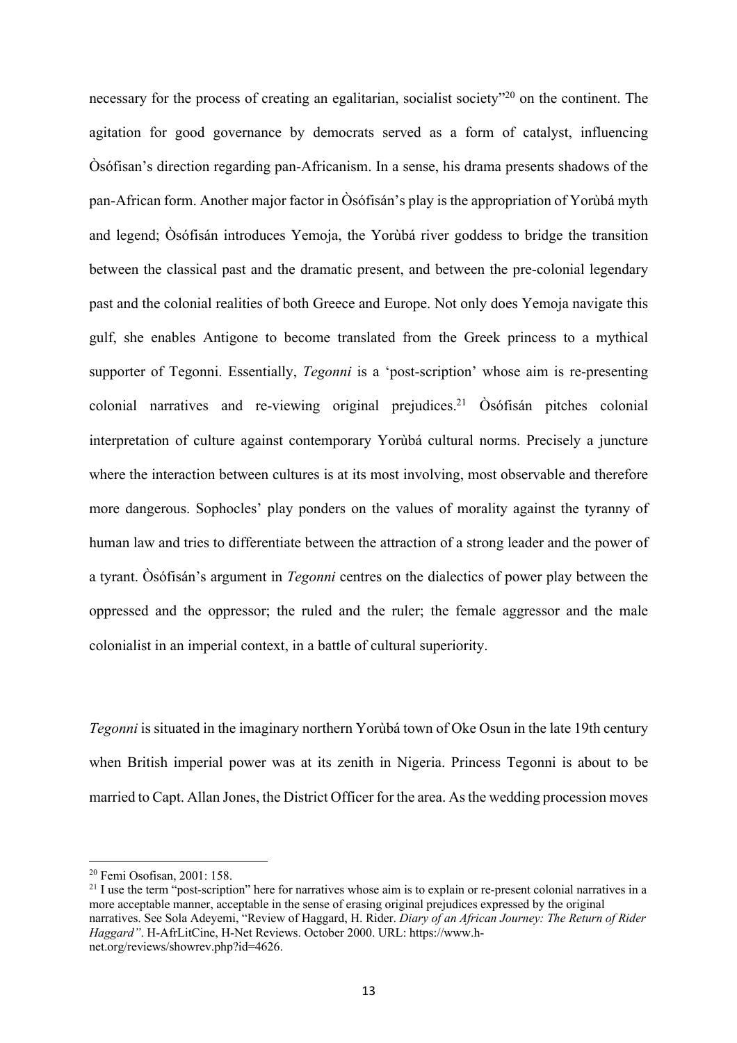necessary for the process of creating an egalitarian, socialist society"[20] on the continent. The agitation for good governance by democrats served as a form of catalyst, influencing Òsófisan's direction regarding pan-Africanism. In a sense, his drama presents shadows of the pan-African form. Another major factor in Òsófisán's play is the appropriation of Yorùbá myth and legend; Òsófisán introduces Yemoja, the Yorùbá river goddess to bridge the transition between the classical past and the dramatic present, and between the pre-colonial legendary past and the colonial realities of both Greece and Europe. Not only does Yemoja navigate this gulf, she enables Antigone to become translated from the Greek princess to a mythical supporter of Tegonni. Essentially, *Tegonni* is a 'post-scription' whose aim is re-presenting colonial narratives and re-viewing original prejudices.[21] Òsófisán pitches colonial interpretation of culture against contemporary Yorùbá cultural norms. Precisely a juncture where the interaction between cultures is at its most involving, most observable and therefore more dangerous. Sophocles' play ponders on the values of morality against the tyranny of human law and tries to differentiate between the attraction of a strong leader and the power of a tyrant. Òsófisán's argument in *Tegonni* centres on the dialectics of power play between the oppressed and the oppressor; the ruled and the ruler; the female aggressor and the male colonialist in an imperial context, in a battle of cultural superiority.

*Tegonni* is situated in the imaginary northern Yorùbá town of Oke Osun in the late 19th century when British imperial power was at its zenith in Nigeria. Princess Tegonni is about to be married to Capt. Allan Jones, the District Officer for the area. As the wedding procession moves

---

[20] Femi Osofisan, 2001: 158.

[21] I use the term "post-scription" here for narratives whose aim is to explain or re-present colonial narratives in a more acceptable manner, acceptable in the sense of erasing original prejudices expressed by the original narratives. See Sola Adeyemi, "Review of Haggard, H. Rider. *Diary of an African Journey: The Return of Rider Haggard"*. H-AfrLitCine, H-Net Reviews. October 2000. URL: https://www.h-net.org/reviews/showrev.php?id=4626.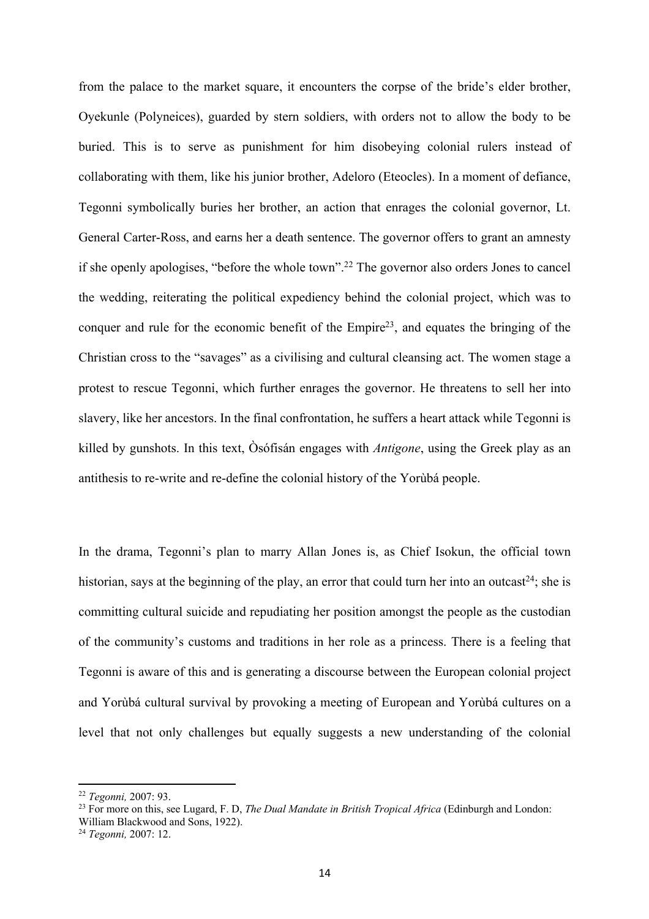from the palace to the market square, it encounters the corpse of the bride's elder brother, Oyekunle (Polyneices), guarded by stern soldiers, with orders not to allow the body to be buried. This is to serve as punishment for him disobeying colonial rulers instead of collaborating with them, like his junior brother, Adeloro (Eteocles). In a moment of defiance, Tegonni symbolically buries her brother, an action that enrages the colonial governor, Lt. General Carter-Ross, and earns her a death sentence. The governor offers to grant an amnesty if she openly apologises, "before the whole town".[22] The governor also orders Jones to cancel the wedding, reiterating the political expediency behind the colonial project, which was to conquer and rule for the economic benefit of the Empire[23], and equates the bringing of the Christian cross to the "savages" as a civilising and cultural cleansing act. The women stage a protest to rescue Tegonni, which further enrages the governor. He threatens to sell her into slavery, like her ancestors. In the final confrontation, he suffers a heart attack while Tegonni is killed by gunshots. In this text, Òsófisán engages with *Antigone*, using the Greek play as an antithesis to re-write and re-define the colonial history of the Yorùbá people.

In the drama, Tegonni's plan to marry Allan Jones is, as Chief Isokun, the official town historian, says at the beginning of the play, an error that could turn her into an outcast[24]; she is committing cultural suicide and repudiating her position amongst the people as the custodian of the community's customs and traditions in her role as a princess. There is a feeling that Tegonni is aware of this and is generating a discourse between the European colonial project and Yorùbá cultural survival by provoking a meeting of European and Yorùbá cultures on a level that not only challenges but equally suggests a new understanding of the colonial

---

[22] *Tegonni,* 2007: 93.

[23] For more on this, see Lugard, F. D, *The Dual Mandate in British Tropical Africa* (Edinburgh and London: William Blackwood and Sons, 1922).

[24] *Tegonni,* 2007: 12.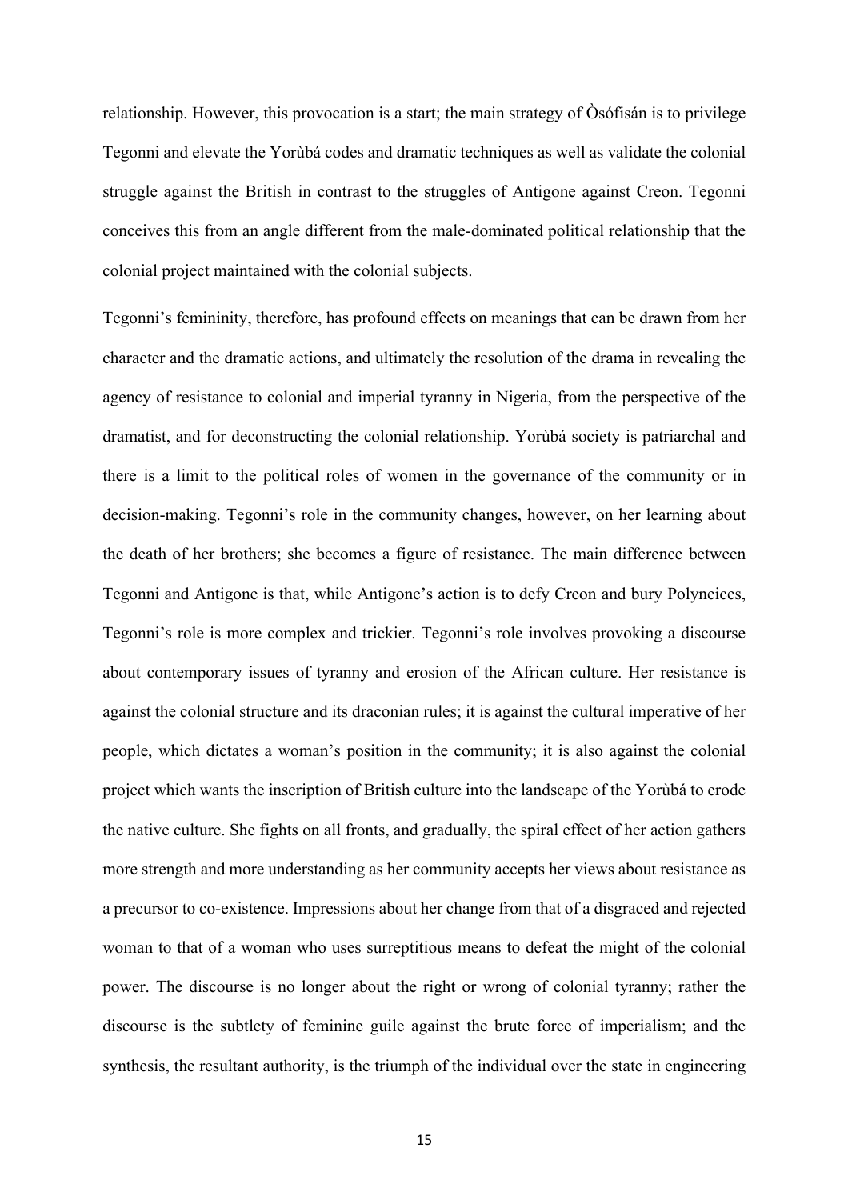relationship. However, this provocation is a start; the main strategy of Òsófisán is to privilege Tegonni and elevate the Yorùbá codes and dramatic techniques as well as validate the colonial struggle against the British in contrast to the struggles of Antigone against Creon. Tegonni conceives this from an angle different from the male-dominated political relationship that the colonial project maintained with the colonial subjects.

Tegonni's femininity, therefore, has profound effects on meanings that can be drawn from her character and the dramatic actions, and ultimately the resolution of the drama in revealing the agency of resistance to colonial and imperial tyranny in Nigeria, from the perspective of the dramatist, and for deconstructing the colonial relationship. Yorùbá society is patriarchal and there is a limit to the political roles of women in the governance of the community or in decision-making. Tegonni's role in the community changes, however, on her learning about the death of her brothers; she becomes a figure of resistance. The main difference between Tegonni and Antigone is that, while Antigone's action is to defy Creon and bury Polyneices, Tegonni's role is more complex and trickier. Tegonni's role involves provoking a discourse about contemporary issues of tyranny and erosion of the African culture. Her resistance is against the colonial structure and its draconian rules; it is against the cultural imperative of her people, which dictates a woman's position in the community; it is also against the colonial project which wants the inscription of British culture into the landscape of the Yorùbá to erode the native culture. She fights on all fronts, and gradually, the spiral effect of her action gathers more strength and more understanding as her community accepts her views about resistance as a precursor to co-existence. Impressions about her change from that of a disgraced and rejected woman to that of a woman who uses surreptitious means to defeat the might of the colonial power. The discourse is no longer about the right or wrong of colonial tyranny; rather the discourse is the subtlety of feminine guile against the brute force of imperialism; and the synthesis, the resultant authority, is the triumph of the individual over the state in engineering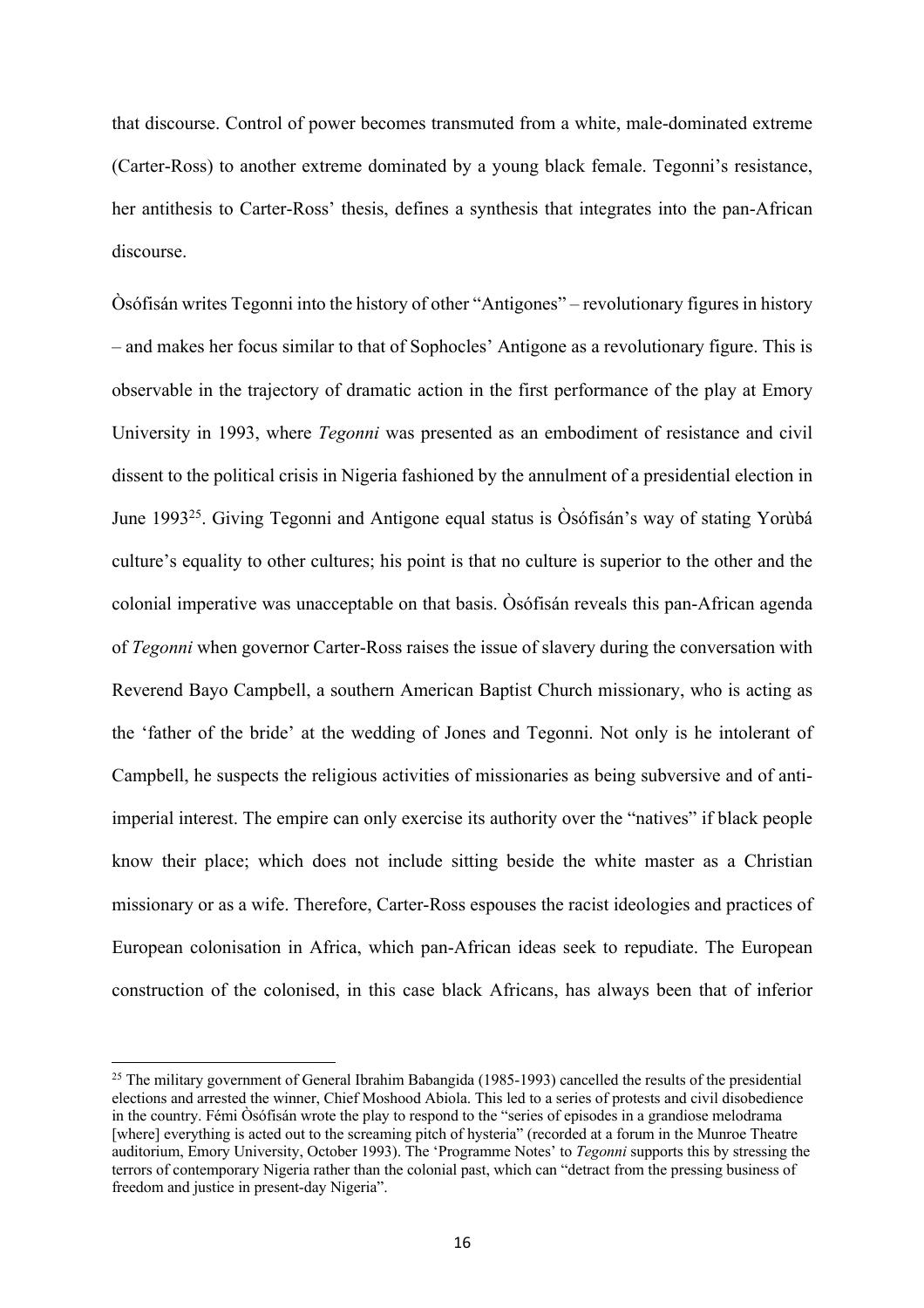that discourse. Control of power becomes transmuted from a white, male-dominated extreme (Carter-Ross) to another extreme dominated by a young black female. Tegonni's resistance, her antithesis to Carter-Ross' thesis, defines a synthesis that integrates into the pan-African discourse.

Òsófisán writes Tegonni into the history of other "Antigones" – revolutionary figures in history – and makes her focus similar to that of Sophocles' Antigone as a revolutionary figure. This is observable in the trajectory of dramatic action in the first performance of the play at Emory University in 1993, where *Tegonni* was presented as an embodiment of resistance and civil dissent to the political crisis in Nigeria fashioned by the annulment of a presidential election in June 1993[25]. Giving Tegonni and Antigone equal status is Òsófisán's way of stating Yorùbá culture's equality to other cultures; his point is that no culture is superior to the other and the colonial imperative was unacceptable on that basis. Òsófisán reveals this pan-African agenda of *Tegonni* when governor Carter-Ross raises the issue of slavery during the conversation with Reverend Bayo Campbell, a southern American Baptist Church missionary, who is acting as the 'father of the bride' at the wedding of Jones and Tegonni. Not only is he intolerant of Campbell, he suspects the religious activities of missionaries as being subversive and of anti-imperial interest. The empire can only exercise its authority over the "natives" if black people know their place; which does not include sitting beside the white master as a Christian missionary or as a wife. Therefore, Carter-Ross espouses the racist ideologies and practices of European colonisation in Africa, which pan-African ideas seek to repudiate. The European construction of the colonised, in this case black Africans, has always been that of inferior

[25] The military government of General Ibrahim Babangida (1985-1993) cancelled the results of the presidential elections and arrested the winner, Chief Moshood Abiola. This led to a series of protests and civil disobedience in the country. Fémi Òsófisán wrote the play to respond to the "series of episodes in a grandiose melodrama [where] everything is acted out to the screaming pitch of hysteria" (recorded at a forum in the Munroe Theatre auditorium, Emory University, October 1993). The 'Programme Notes' to *Tegonni* supports this by stressing the terrors of contemporary Nigeria rather than the colonial past, which can "detract from the pressing business of freedom and justice in present-day Nigeria".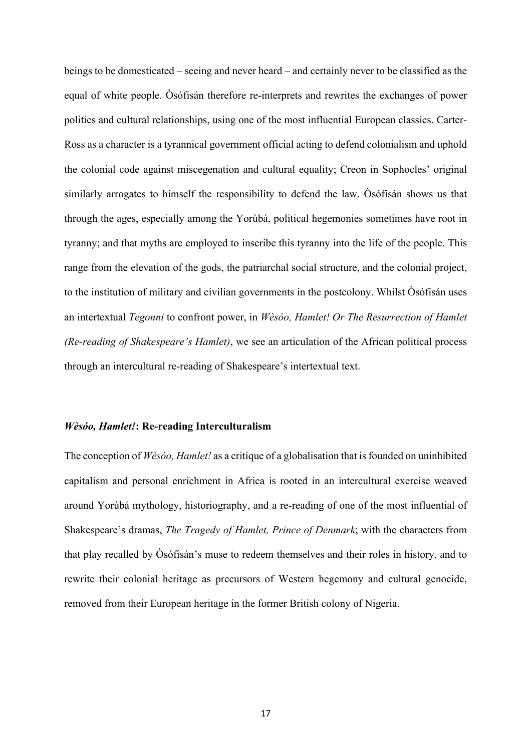beings to be domesticated – seeing and never heard – and certainly never to be classified as the equal of white people. Òsófisán therefore re-interprets and rewrites the exchanges of power politics and cultural relationships, using one of the most influential European classics. Carter-Ross as a character is a tyrannical government official acting to defend colonialism and uphold the colonial code against miscegenation and cultural equality; Creon in Sophocles' original similarly arrogates to himself the responsibility to defend the law. Òsófisán shows us that through the ages, especially among the Yorùbá, political hegemonies sometimes have root in tyranny; and that myths are employed to inscribe this tyranny into the life of the people. This range from the elevation of the gods, the patriarchal social structure, and the colonial project, to the institution of military and civilian governments in the postcolony. Whilst Òsófisán uses an intertextual *Tegonni* to confront power, in *Wèsóo, Hamlet! Or The Resurrection of Hamlet (Re-reading of Shakespeare's Hamlet)*, we see an articulation of the African political process through an intercultural re-reading of Shakespeare's intertextual text.

### ***Wèsóo, Hamlet!*: Re-reading Interculturalism**

The conception of *Wèsóo, Hamlet!* as a critique of a globalisation that is founded on uninhibited capitalism and personal enrichment in Africa is rooted in an intercultural exercise weaved around Yorùbá mythology, historiography, and a re-reading of one of the most influential of Shakespeare's dramas, *The Tragedy of Hamlet, Prince of Denmark*; with the characters from that play recalled by Òsófisán's muse to redeem themselves and their roles in history, and to rewrite their colonial heritage as precursors of Western hegemony and cultural genocide, removed from their European heritage in the former British colony of Nigeria.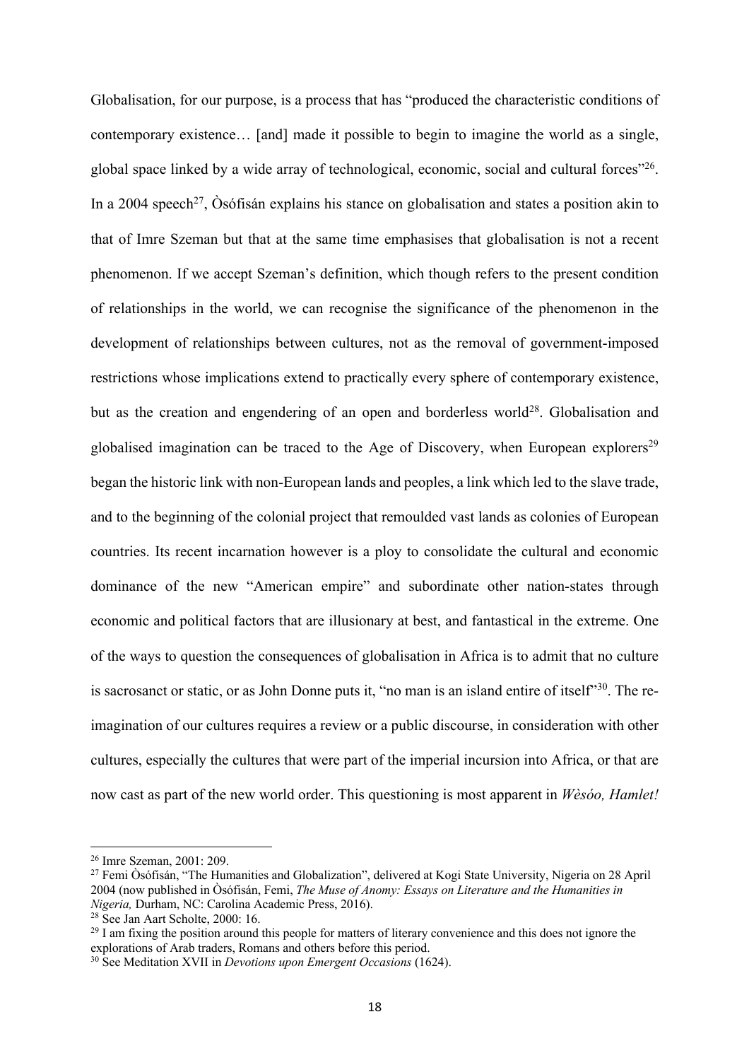Globalisation, for our purpose, is a process that has "produced the characteristic conditions of contemporary existence… [and] made it possible to begin to imagine the world as a single, global space linked by a wide array of technological, economic, social and cultural forces"[26]. In a 2004 speech[27], Òsófisán explains his stance on globalisation and states a position akin to that of Imre Szeman but that at the same time emphasises that globalisation is not a recent phenomenon. If we accept Szeman's definition, which though refers to the present condition of relationships in the world, we can recognise the significance of the phenomenon in the development of relationships between cultures, not as the removal of government-imposed restrictions whose implications extend to practically every sphere of contemporary existence, but as the creation and engendering of an open and borderless world[28]. Globalisation and globalised imagination can be traced to the Age of Discovery, when European explorers[29] began the historic link with non-European lands and peoples, a link which led to the slave trade, and to the beginning of the colonial project that remoulded vast lands as colonies of European countries. Its recent incarnation however is a ploy to consolidate the cultural and economic dominance of the new "American empire" and subordinate other nation-states through economic and political factors that are illusionary at best, and fantastical in the extreme. One of the ways to question the consequences of globalisation in Africa is to admit that no culture is sacrosanct or static, or as John Donne puts it, "no man is an island entire of itself"[30]. The re-imagination of our cultures requires a review or a public discourse, in consideration with other cultures, especially the cultures that were part of the imperial incursion into Africa, or that are now cast as part of the new world order. This questioning is most apparent in *Wèsóo, Hamlet!*

---

[26] Imre Szeman, 2001: 209.

[27] Femi Òsófisán, "The Humanities and Globalization", delivered at Kogi State University, Nigeria on 28 April 2004 (now published in Òsófisán, Femi, *The Muse of Anomy: Essays on Literature and the Humanities in Nigeria,* Durham, NC: Carolina Academic Press, 2016).

[28] See Jan Aart Scholte, 2000: 16.

[29] I am fixing the position around this people for matters of literary convenience and this does not ignore the explorations of Arab traders, Romans and others before this period.

[30] See Meditation XVII in *Devotions upon Emergent Occasions* (1624).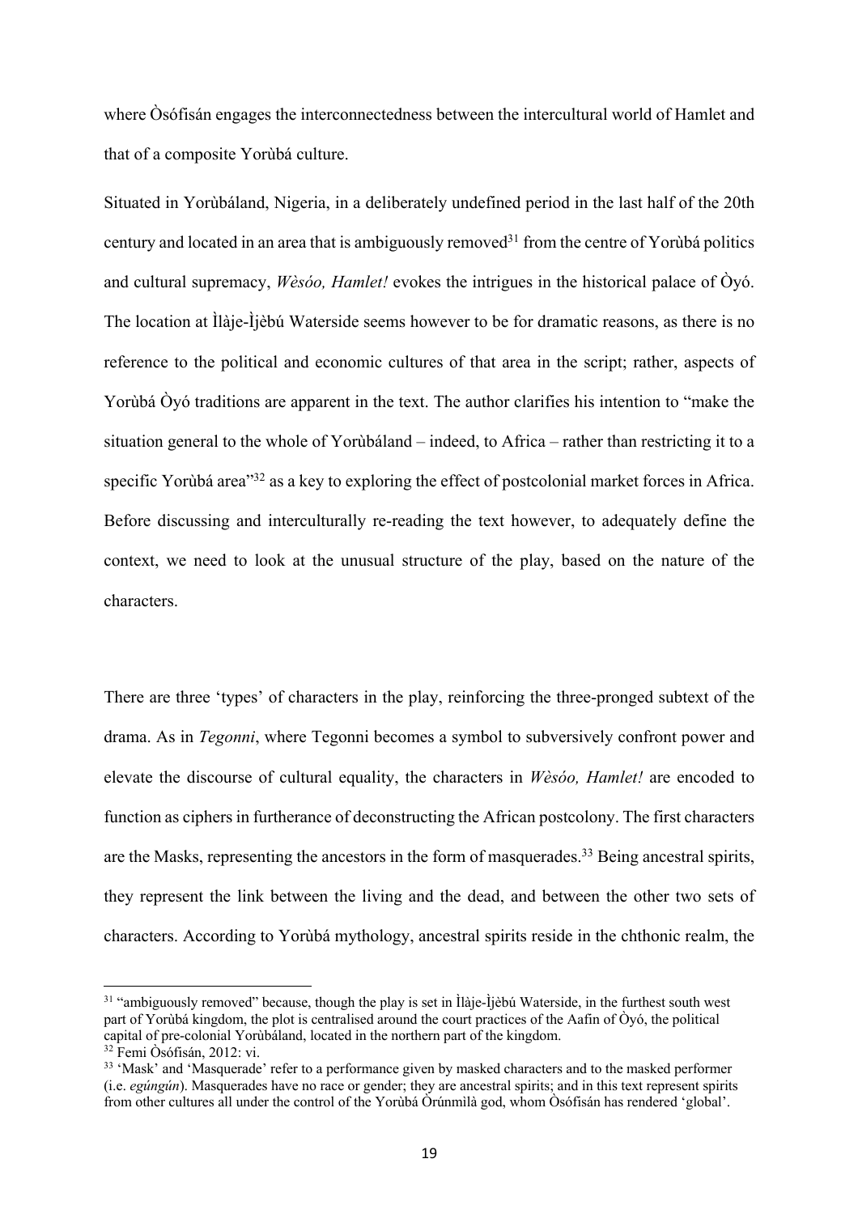where Òsófisán engages the interconnectedness between the intercultural world of Hamlet and that of a composite Yorùbá culture.

Situated in Yorùbáland, Nigeria, in a deliberately undefined period in the last half of the 20th century and located in an area that is ambiguously removed[31] from the centre of Yorùbá politics and cultural supremacy, *Wèsóo, Hamlet!* evokes the intrigues in the historical palace of Òyó. The location at Ìlàje-Ìjèbú Waterside seems however to be for dramatic reasons, as there is no reference to the political and economic cultures of that area in the script; rather, aspects of Yorùbá Òyó traditions are apparent in the text. The author clarifies his intention to "make the situation general to the whole of Yorùbáland – indeed, to Africa – rather than restricting it to a specific Yorùbá area"[32] as a key to exploring the effect of postcolonial market forces in Africa. Before discussing and interculturally re-reading the text however, to adequately define the context, we need to look at the unusual structure of the play, based on the nature of the characters.

There are three 'types' of characters in the play, reinforcing the three-pronged subtext of the drama. As in *Tegonni*, where Tegonni becomes a symbol to subversively confront power and elevate the discourse of cultural equality, the characters in *Wèsóo, Hamlet!* are encoded to function as ciphers in furtherance of deconstructing the African postcolony. The first characters are the Masks, representing the ancestors in the form of masquerades.[33] Being ancestral spirits, they represent the link between the living and the dead, and between the other two sets of characters. According to Yorùbá mythology, ancestral spirits reside in the chthonic realm, the

---

[31] "ambiguously removed" because, though the play is set in Ìlàje-Ìjèbú Waterside, in the furthest south west part of Yorùbá kingdom, the plot is centralised around the court practices of the Aafin of Òyó, the political capital of pre-colonial Yorùbáland, located in the northern part of the kingdom.

[32] Femi Òsófisán, 2012: vi.

[33] 'Mask' and 'Masquerade' refer to a performance given by masked characters and to the masked performer (i.e. *egúngún*). Masquerades have no race or gender; they are ancestral spirits; and in this text represent spirits from other cultures all under the control of the Yorùbá Òrúnmìlà god, whom Òsófisán has rendered 'global'.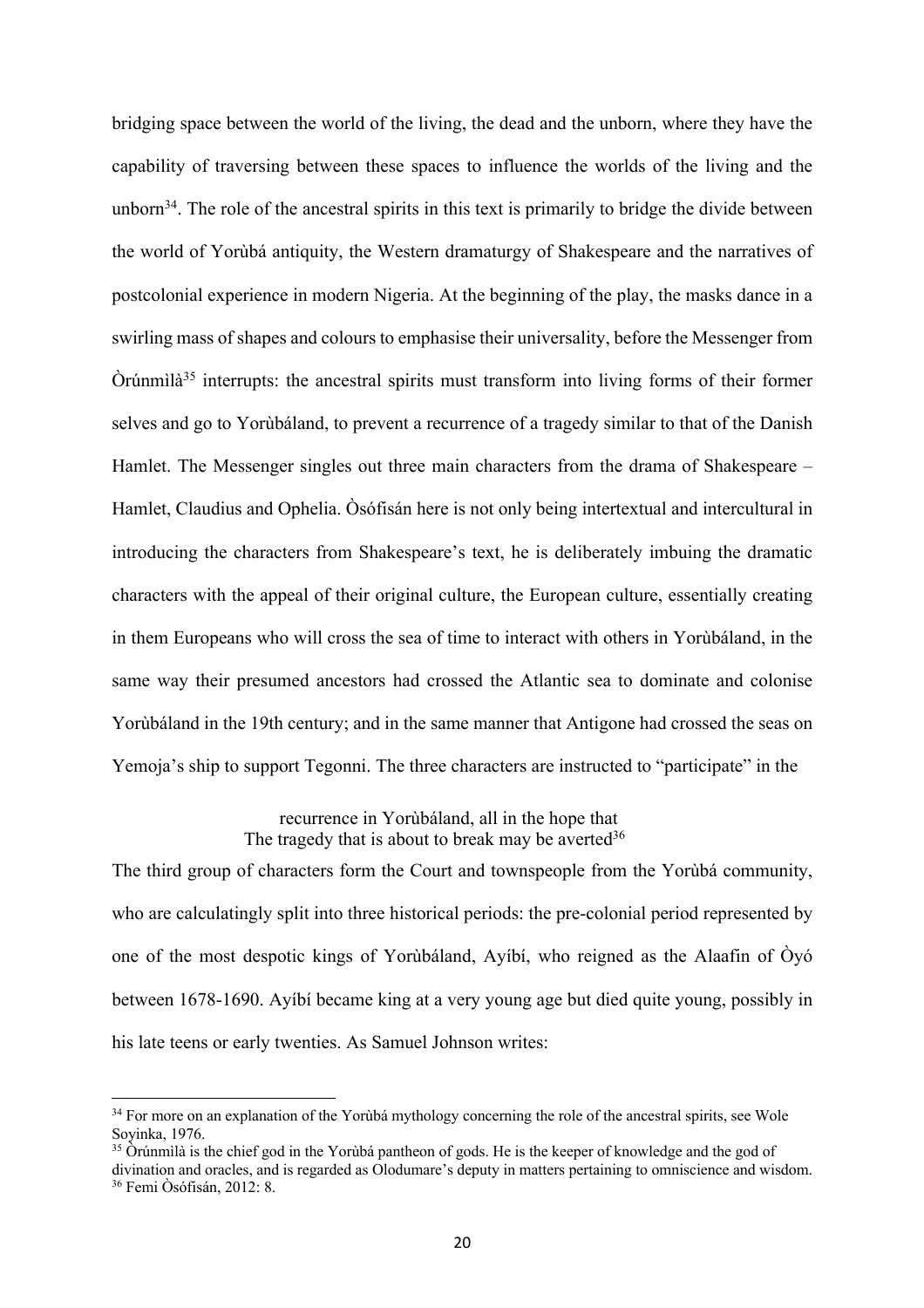bridging space between the world of the living, the dead and the unborn, where they have the capability of traversing between these spaces to influence the worlds of the living and the unborn[34]. The role of the ancestral spirits in this text is primarily to bridge the divide between the world of Yorùbá antiquity, the Western dramaturgy of Shakespeare and the narratives of postcolonial experience in modern Nigeria. At the beginning of the play, the masks dance in a swirling mass of shapes and colours to emphasise their universality, before the Messenger from Òrúnmìlà[35] interrupts: the ancestral spirits must transform into living forms of their former selves and go to Yorùbáland, to prevent a recurrence of a tragedy similar to that of the Danish Hamlet. The Messenger singles out three main characters from the drama of Shakespeare – Hamlet, Claudius and Ophelia. Òsófisán here is not only being intertextual and intercultural in introducing the characters from Shakespeare's text, he is deliberately imbuing the dramatic characters with the appeal of their original culture, the European culture, essentially creating in them Europeans who will cross the sea of time to interact with others in Yorùbáland, in the same way their presumed ancestors had crossed the Atlantic sea to dominate and colonise Yorùbáland in the 19th century; and in the same manner that Antigone had crossed the seas on Yemoja's ship to support Tegonni. The three characters are instructed to "participate" in the

> recurrence in Yorùbáland, all in the hope that
> The tragedy that is about to break may be averted[36]

The third group of characters form the Court and townspeople from the Yorùbá community, who are calculatingly split into three historical periods: the pre-colonial period represented by one of the most despotic kings of Yorùbáland, Ayíbí, who reigned as the Alaafin of Òyó between 1678-1690. Ayíbí became king at a very young age but died quite young, possibly in his late teens or early twenties. As Samuel Johnson writes:

---

[34] For more on an explanation of the Yorùbá mythology concerning the role of the ancestral spirits, see Wole Soyinka, 1976.

[35] Òrúnmìlà is the chief god in the Yorùbá pantheon of gods. He is the keeper of knowledge and the god of divination and oracles, and is regarded as Olodumare's deputy in matters pertaining to omniscience and wisdom.

[36] Femi Òsófisán, 2012: 8.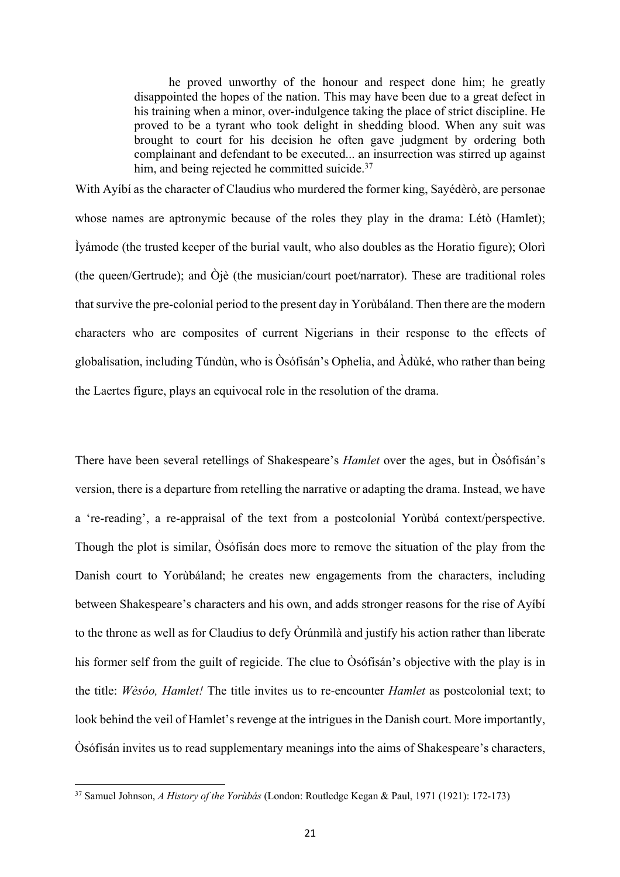> he proved unworthy of the honour and respect done him; he greatly disappointed the hopes of the nation. This may have been due to a great defect in his training when a minor, over-indulgence taking the place of strict discipline. He proved to be a tyrant who took delight in shedding blood. When any suit was brought to court for his decision he often gave judgment by ordering both complainant and defendant to be executed... an insurrection was stirred up against him, and being rejected he committed suicide.[37]

With Ayíbí as the character of Claudius who murdered the former king, Sayédèrò, are personae whose names are aptronymic because of the roles they play in the drama: Létò (Hamlet); Ìyámode (the trusted keeper of the burial vault, who also doubles as the Horatio figure); Olorì (the queen/Gertrude); and Òjè (the musician/court poet/narrator). These are traditional roles that survive the pre-colonial period to the present day in Yorùbáland. Then there are the modern characters who are composites of current Nigerians in their response to the effects of globalisation, including Túndùn, who is Òsófisán's Ophelia, and Àdùké, who rather than being the Laertes figure, plays an equivocal role in the resolution of the drama.

There have been several retellings of Shakespeare's *Hamlet* over the ages, but in Òsófisán's version, there is a departure from retelling the narrative or adapting the drama. Instead, we have a 're-reading', a re-appraisal of the text from a postcolonial Yorùbá context/perspective. Though the plot is similar, Òsófisán does more to remove the situation of the play from the Danish court to Yorùbáland; he creates new engagements from the characters, including between Shakespeare's characters and his own, and adds stronger reasons for the rise of Ayíbí to the throne as well as for Claudius to defy Òrúnmìlà and justify his action rather than liberate his former self from the guilt of regicide. The clue to Òsófisán's objective with the play is in the title: *Wèsóo, Hamlet!* The title invites us to re-encounter *Hamlet* as postcolonial text; to look behind the veil of Hamlet's revenge at the intrigues in the Danish court. More importantly, Òsófisán invites us to read supplementary meanings into the aims of Shakespeare's characters,

[37] Samuel Johnson, *A History of the Yorùbás* (London: Routledge Kegan & Paul, 1971 (1921): 172-173)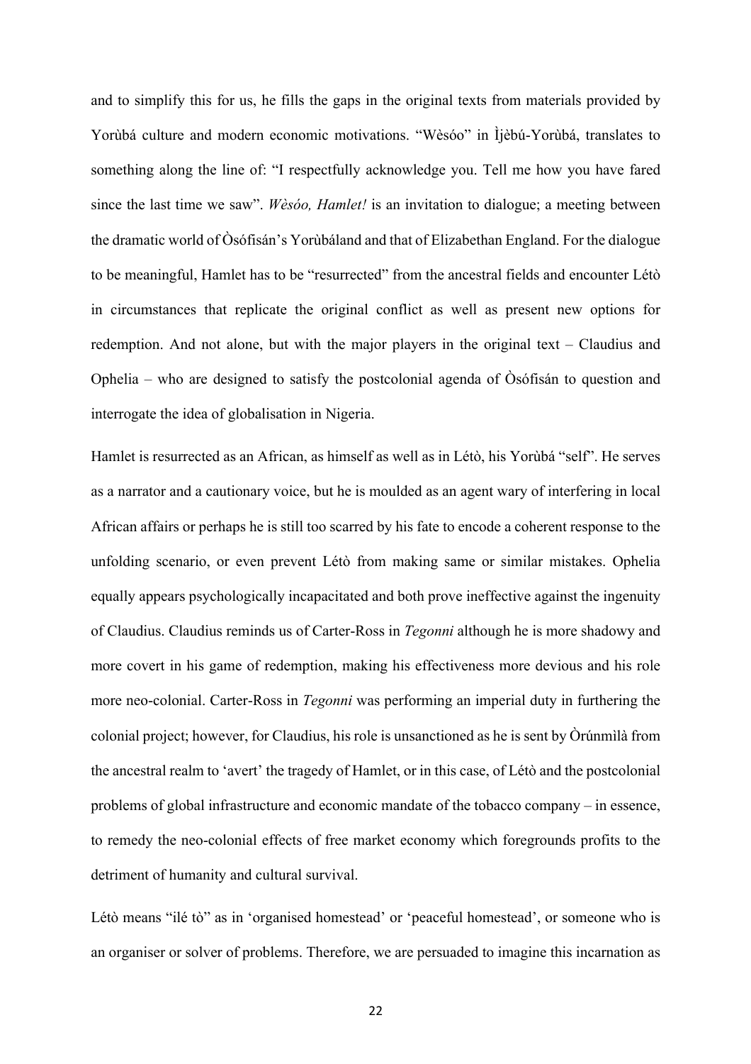and to simplify this for us, he fills the gaps in the original texts from materials provided by Yorùbá culture and modern economic motivations. "Wèsóo" in Ìjèbú-Yorùbá, translates to something along the line of: "I respectfully acknowledge you. Tell me how you have fared since the last time we saw". *Wèsóo, Hamlet!* is an invitation to dialogue; a meeting between the dramatic world of Òsófisán's Yorùbáland and that of Elizabethan England. For the dialogue to be meaningful, Hamlet has to be "resurrected" from the ancestral fields and encounter Létò in circumstances that replicate the original conflict as well as present new options for redemption. And not alone, but with the major players in the original text – Claudius and Ophelia – who are designed to satisfy the postcolonial agenda of Òsófisán to question and interrogate the idea of globalisation in Nigeria.

Hamlet is resurrected as an African, as himself as well as in Létò, his Yorùbá "self". He serves as a narrator and a cautionary voice, but he is moulded as an agent wary of interfering in local African affairs or perhaps he is still too scarred by his fate to encode a coherent response to the unfolding scenario, or even prevent Létò from making same or similar mistakes. Ophelia equally appears psychologically incapacitated and both prove ineffective against the ingenuity of Claudius. Claudius reminds us of Carter-Ross in *Tegonni* although he is more shadowy and more covert in his game of redemption, making his effectiveness more devious and his role more neo-colonial. Carter-Ross in *Tegonni* was performing an imperial duty in furthering the colonial project; however, for Claudius, his role is unsanctioned as he is sent by Òrúnmìlà from the ancestral realm to 'avert' the tragedy of Hamlet, or in this case, of Létò and the postcolonial problems of global infrastructure and economic mandate of the tobacco company – in essence, to remedy the neo-colonial effects of free market economy which foregrounds profits to the detriment of humanity and cultural survival.

Létò means "ilé tò" as in 'organised homestead' or 'peaceful homestead', or someone who is an organiser or solver of problems. Therefore, we are persuaded to imagine this incarnation as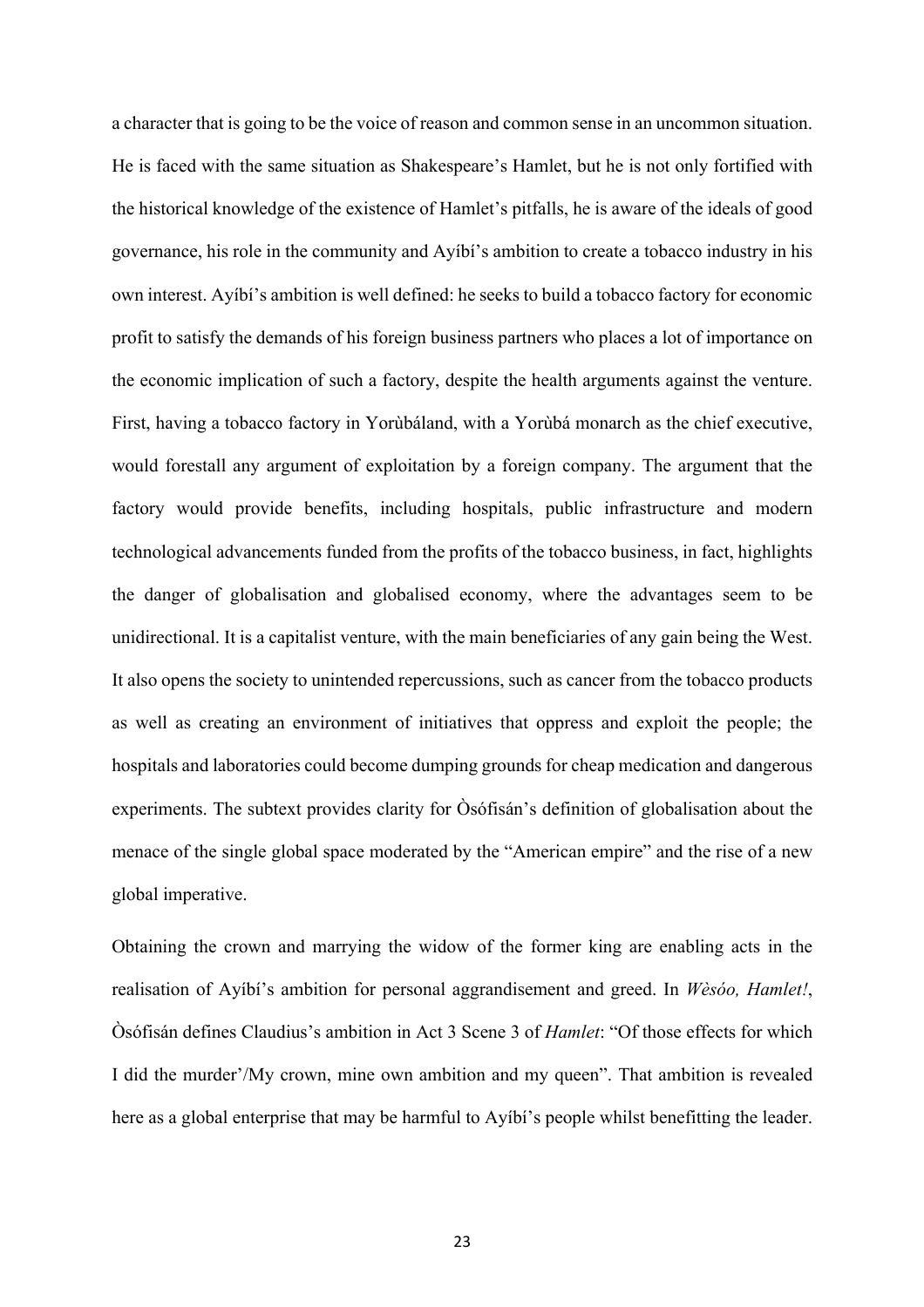a character that is going to be the voice of reason and common sense in an uncommon situation. He is faced with the same situation as Shakespeare's Hamlet, but he is not only fortified with the historical knowledge of the existence of Hamlet's pitfalls, he is aware of the ideals of good governance, his role in the community and Ayíbí's ambition to create a tobacco industry in his own interest. Ayíbí's ambition is well defined: he seeks to build a tobacco factory for economic profit to satisfy the demands of his foreign business partners who places a lot of importance on the economic implication of such a factory, despite the health arguments against the venture. First, having a tobacco factory in Yorùbáland, with a Yorùbá monarch as the chief executive, would forestall any argument of exploitation by a foreign company. The argument that the factory would provide benefits, including hospitals, public infrastructure and modern technological advancements funded from the profits of the tobacco business, in fact, highlights the danger of globalisation and globalised economy, where the advantages seem to be unidirectional. It is a capitalist venture, with the main beneficiaries of any gain being the West. It also opens the society to unintended repercussions, such as cancer from the tobacco products as well as creating an environment of initiatives that oppress and exploit the people; the hospitals and laboratories could become dumping grounds for cheap medication and dangerous experiments. The subtext provides clarity for Òsófisán's definition of globalisation about the menace of the single global space moderated by the "American empire" and the rise of a new global imperative.

Obtaining the crown and marrying the widow of the former king are enabling acts in the realisation of Ayíbí's ambition for personal aggrandisement and greed. In *Wèsóo, Hamlet!*, Òsófisán defines Claudius's ambition in Act 3 Scene 3 of *Hamlet*: "Of those effects for which I did the murder'/My crown, mine own ambition and my queen". That ambition is revealed here as a global enterprise that may be harmful to Ayíbí's people whilst benefitting the leader.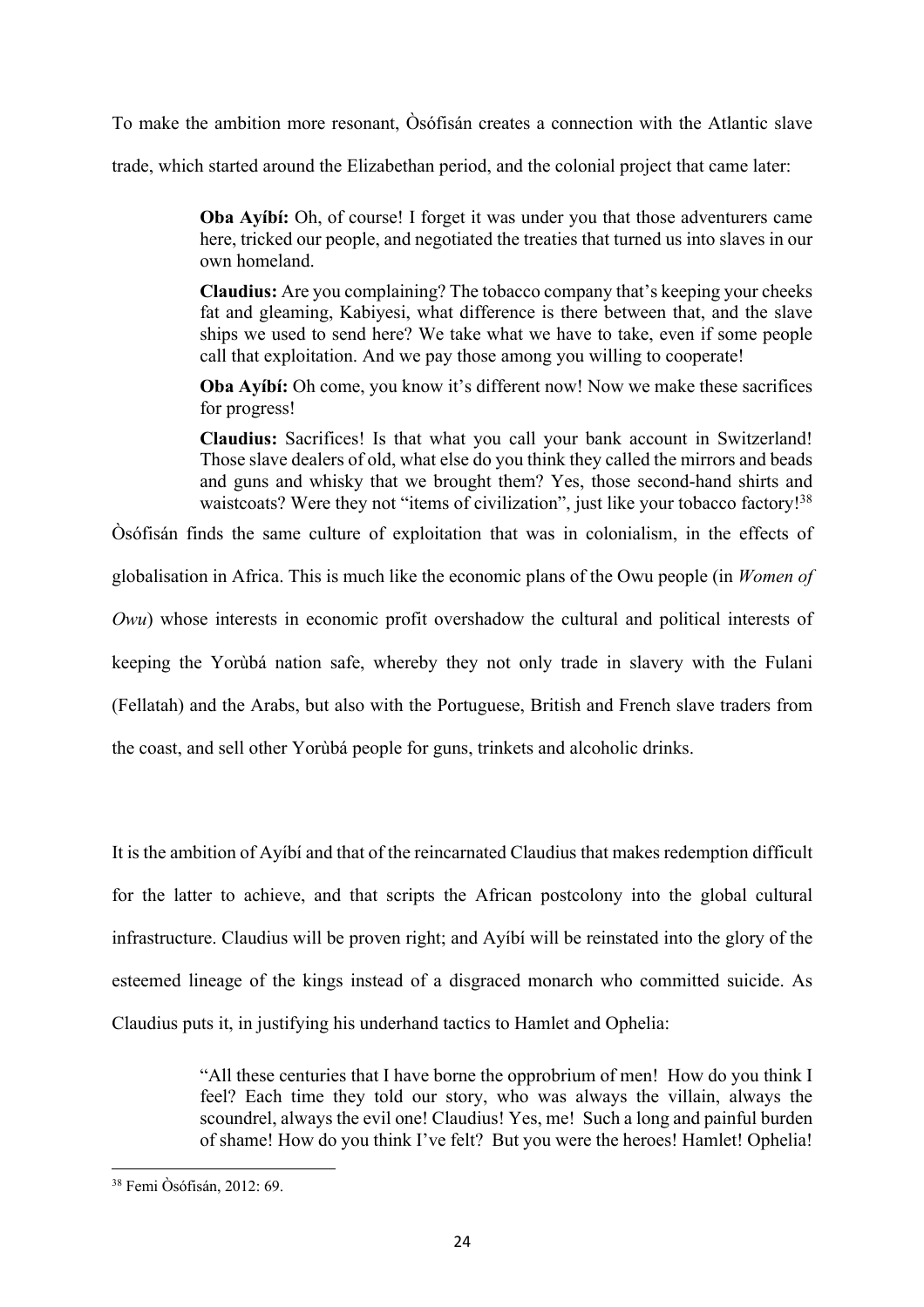To make the ambition more resonant, Òsófisán creates a connection with the Atlantic slave trade, which started around the Elizabethan period, and the colonial project that came later:

> **Oba Ayíbí:** Oh, of course! I forget it was under you that those adventurers came here, tricked our people, and negotiated the treaties that turned us into slaves in our own homeland.
>
> **Claudius:** Are you complaining? The tobacco company that's keeping your cheeks fat and gleaming, Kabiyesi, what difference is there between that, and the slave ships we used to send here? We take what we have to take, even if some people call that exploitation. And we pay those among you willing to cooperate!
>
> **Oba Ayíbí:** Oh come, you know it's different now! Now we make these sacrifices for progress!
>
> **Claudius:** Sacrifices! Is that what you call your bank account in Switzerland! Those slave dealers of old, what else do you think they called the mirrors and beads and guns and whisky that we brought them? Yes, those second-hand shirts and waistcoats? Were they not "items of civilization", just like your tobacco factory![38]

Òsófisán finds the same culture of exploitation that was in colonialism, in the effects of globalisation in Africa. This is much like the economic plans of the Owu people (in *Women of Owu*) whose interests in economic profit overshadow the cultural and political interests of keeping the Yorùbá nation safe, whereby they not only trade in slavery with the Fulani (Fellatah) and the Arabs, but also with the Portuguese, British and French slave traders from the coast, and sell other Yorùbá people for guns, trinkets and alcoholic drinks.

It is the ambition of Ayíbí and that of the reincarnated Claudius that makes redemption difficult for the latter to achieve, and that scripts the African postcolony into the global cultural infrastructure. Claudius will be proven right; and Ayíbí will be reinstated into the glory of the esteemed lineage of the kings instead of a disgraced monarch who committed suicide. As Claudius puts it, in justifying his underhand tactics to Hamlet and Ophelia:

> "All these centuries that I have borne the opprobrium of men! How do you think I feel? Each time they told our story, who was always the villain, always the scoundrel, always the evil one! Claudius! Yes, me! Such a long and painful burden of shame! How do you think I've felt? But you were the heroes! Hamlet! Ophelia!

---

[38] Femi Òsófisán, 2012: 69.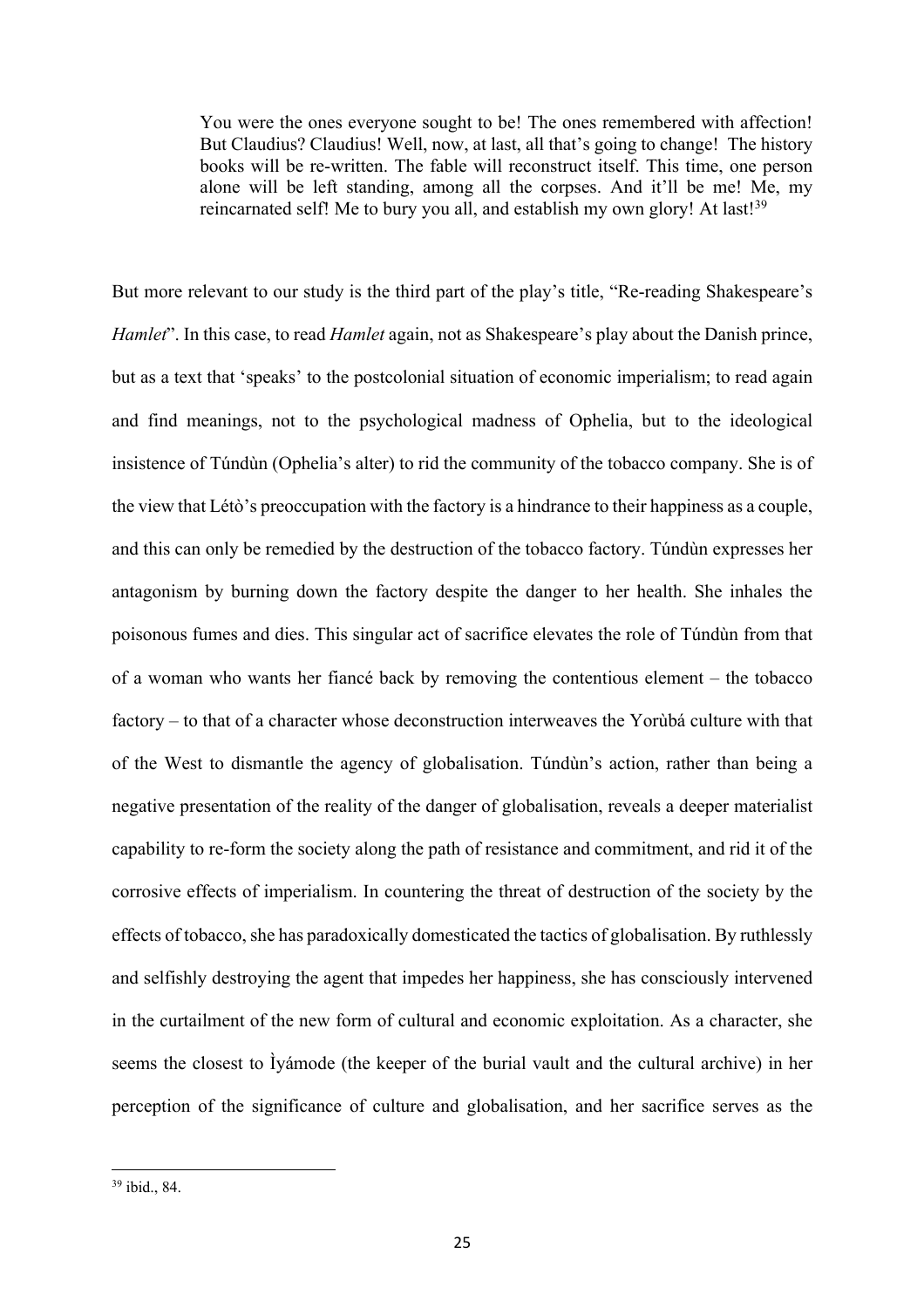> You were the ones everyone sought to be! The ones remembered with affection! But Claudius? Claudius! Well, now, at last, all that's going to change! The history books will be re-written. The fable will reconstruct itself. This time, one person alone will be left standing, among all the corpses. And it'll be me! Me, my reincarnated self! Me to bury you all, and establish my own glory! At last![39]

But more relevant to our study is the third part of the play's title, "Re-reading Shakespeare's *Hamlet*". In this case, to read *Hamlet* again, not as Shakespeare's play about the Danish prince, but as a text that 'speaks' to the postcolonial situation of economic imperialism; to read again and find meanings, not to the psychological madness of Ophelia, but to the ideological insistence of Túndùn (Ophelia's alter) to rid the community of the tobacco company. She is of the view that Létò's preoccupation with the factory is a hindrance to their happiness as a couple, and this can only be remedied by the destruction of the tobacco factory. Túndùn expresses her antagonism by burning down the factory despite the danger to her health. She inhales the poisonous fumes and dies. This singular act of sacrifice elevates the role of Túndùn from that of a woman who wants her fiancé back by removing the contentious element – the tobacco factory – to that of a character whose deconstruction interweaves the Yorùbá culture with that of the West to dismantle the agency of globalisation. Túndùn's action, rather than being a negative presentation of the reality of the danger of globalisation, reveals a deeper materialist capability to re-form the society along the path of resistance and commitment, and rid it of the corrosive effects of imperialism. In countering the threat of destruction of the society by the effects of tobacco, she has paradoxically domesticated the tactics of globalisation. By ruthlessly and selfishly destroying the agent that impedes her happiness, she has consciously intervened in the curtailment of the new form of cultural and economic exploitation. As a character, she seems the closest to Ìyámode (the keeper of the burial vault and the cultural archive) in her perception of the significance of culture and globalisation, and her sacrifice serves as the

---

[39] ibid., 84.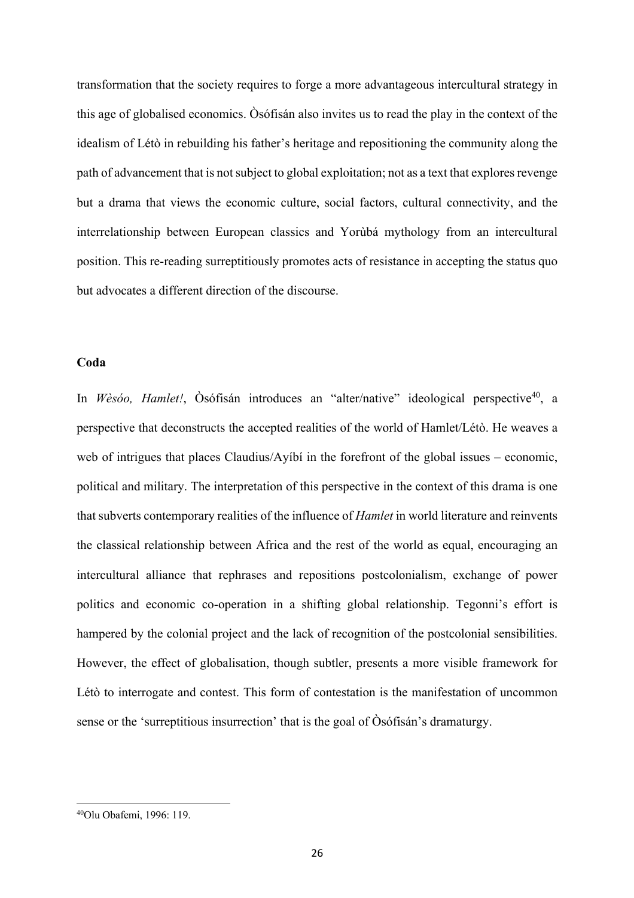transformation that the society requires to forge a more advantageous intercultural strategy in this age of globalised economics. Òsófisán also invites us to read the play in the context of the idealism of Létò in rebuilding his father's heritage and repositioning the community along the path of advancement that is not subject to global exploitation; not as a text that explores revenge but a drama that views the economic culture, social factors, cultural connectivity, and the interrelationship between European classics and Yorùbá mythology from an intercultural position. This re-reading surreptitiously promotes acts of resistance in accepting the status quo but advocates a different direction of the discourse.

**Coda**

In *Wèsóo, Hamlet!*, Òsófisán introduces an "alter/native" ideological perspective[40], a perspective that deconstructs the accepted realities of the world of Hamlet/Létò. He weaves a web of intrigues that places Claudius/Ayíbí in the forefront of the global issues – economic, political and military. The interpretation of this perspective in the context of this drama is one that subverts contemporary realities of the influence of *Hamlet* in world literature and reinvents the classical relationship between Africa and the rest of the world as equal, encouraging an intercultural alliance that rephrases and repositions postcolonialism, exchange of power politics and economic co-operation in a shifting global relationship. Tegonni's effort is hampered by the colonial project and the lack of recognition of the postcolonial sensibilities. However, the effect of globalisation, though subtler, presents a more visible framework for Létò to interrogate and contest. This form of contestation is the manifestation of uncommon sense or the 'surreptitious insurrection' that is the goal of Òsófisán's dramaturgy.

[40]Olu Obafemi, 1996: 119.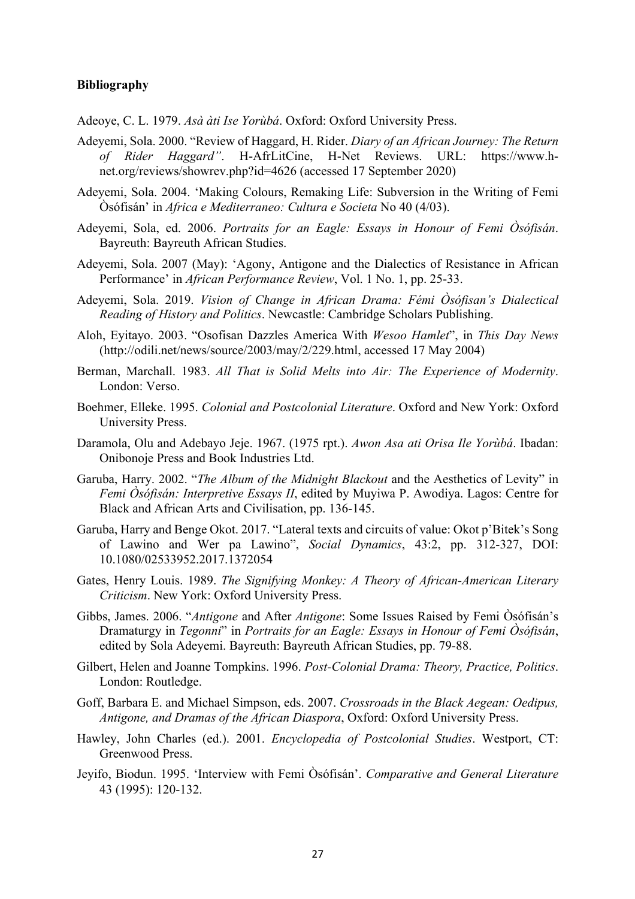**Bibliography**

Adeoye, C. L. 1979. *Asà àti Ise Yorùbá*. Oxford: Oxford University Press.

Adeyemi, Sola. 2000. "Review of Haggard, H. Rider. *Diary of an African Journey: The Return of Rider Haggard"*. H-AfrLitCine, H-Net Reviews. URL: https://www.h-net.org/reviews/showrev.php?id=4626 (accessed 17 September 2020)

Adeyemi, Sola. 2004. 'Making Colours, Remaking Life: Subversion in the Writing of Femi Òsófisán' in *Africa e Mediterraneo: Cultura e Societa* No 40 (4/03).

Adeyemi, Sola, ed. 2006. *Portraits for an Eagle: Essays in Honour of Femi Òsófisán*. Bayreuth: Bayreuth African Studies.

Adeyemi, Sola. 2007 (May): 'Agony, Antigone and the Dialectics of Resistance in African Performance' in *African Performance Review*, Vol. 1 No. 1, pp. 25-33.

Adeyemi, Sola. 2019. *Vision of Change in African Drama: Fémi Òsófisan's Dialectical Reading of History and Politics*. Newcastle: Cambridge Scholars Publishing.

Aloh, Eyitayo. 2003. "Osofisan Dazzles America With *Wesoo Hamlet*", in *This Day News* (http://odili.net/news/source/2003/may/2/229.html, accessed 17 May 2004)

Berman, Marchall. 1983. *All That is Solid Melts into Air: The Experience of Modernity*. London: Verso.

Boehmer, Elleke. 1995. *Colonial and Postcolonial Literature*. Oxford and New York: Oxford University Press.

Daramola, Olu and Adebayo Jeje. 1967. (1975 rpt.). *Awon Asa ati Orisa Ile Yorùbá*. Ibadan: Onibonoje Press and Book Industries Ltd.

Garuba, Harry. 2002. "*The Album of the Midnight Blackout* and the Aesthetics of Levity" in *Femi Òsófisán: Interpretive Essays II*, edited by Muyiwa P. Awodiya. Lagos: Centre for Black and African Arts and Civilisation, pp. 136-145.

Garuba, Harry and Benge Okot. 2017. "Lateral texts and circuits of value: Okot p'Bitek's Song of Lawino and Wer pa Lawino", *Social Dynamics*, 43:2, pp. 312-327, DOI: 10.1080/02533952.2017.1372054

Gates, Henry Louis. 1989. *The Signifying Monkey: A Theory of African-American Literary Criticism*. New York: Oxford University Press.

Gibbs, James. 2006. "*Antigone* and After *Antigone*: Some Issues Raised by Femi Òsófisán's Dramaturgy in *Tegonni*" in *Portraits for an Eagle: Essays in Honour of Femi Òsófisán*, edited by Sola Adeyemi. Bayreuth: Bayreuth African Studies, pp. 79-88.

Gilbert, Helen and Joanne Tompkins. 1996. *Post-Colonial Drama: Theory, Practice, Politics*. London: Routledge.

Goff, Barbara E. and Michael Simpson, eds. 2007. *Crossroads in the Black Aegean: Oedipus, Antigone, and Dramas of the African Diaspora*, Oxford: Oxford University Press.

Hawley, John Charles (ed.). 2001. *Encyclopedia of Postcolonial Studies*. Westport, CT: Greenwood Press.

Jeyifo, Biodun. 1995. 'Interview with Femi Òsófisán'. *Comparative and General Literature* 43 (1995): 120-132.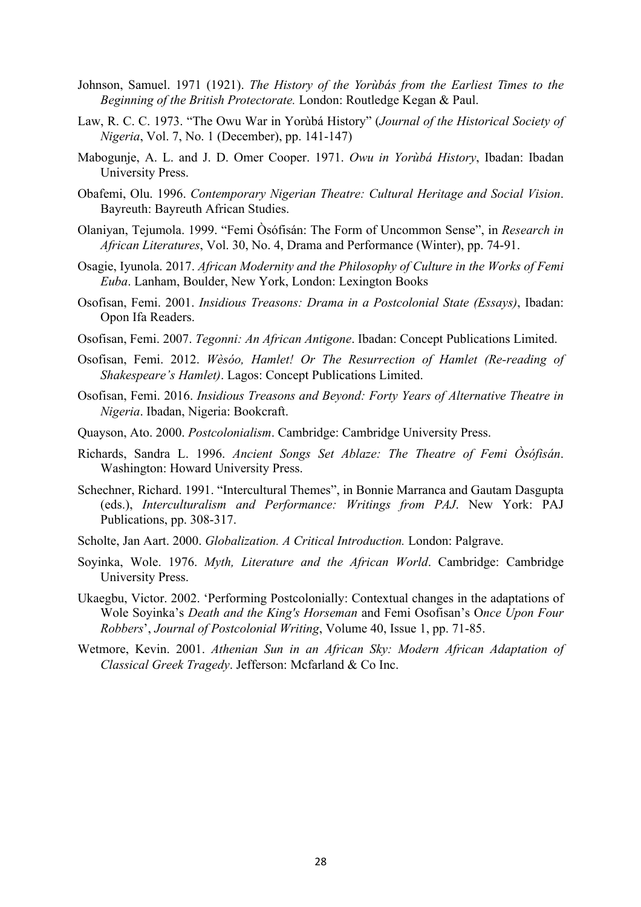Johnson, Samuel. 1971 (1921). *The History of the Yorùbás from the Earliest Times to the Beginning of the British Protectorate.* London: Routledge Kegan & Paul.

Law, R. C. C. 1973. "The Owu War in Yorùbá History" (*Journal of the Historical Society of Nigeria*, Vol. 7, No. 1 (December), pp. 141-147)

Mabogunje, A. L. and J. D. Omer Cooper. 1971. *Owu in Yorùbá History*, Ibadan: Ibadan University Press.

Obafemi, Olu. 1996. *Contemporary Nigerian Theatre: Cultural Heritage and Social Vision*. Bayreuth: Bayreuth African Studies.

Olaniyan, Tejumola. 1999. "Femi Òsófisán: The Form of Uncommon Sense", in *Research in African Literatures*, Vol. 30, No. 4, Drama and Performance (Winter), pp. 74-91.

Osagie, Iyunola. 2017. *African Modernity and the Philosophy of Culture in the Works of Femi Euba*. Lanham, Boulder, New York, London: Lexington Books

Osofisan, Femi. 2001. *Insidious Treasons: Drama in a Postcolonial State (Essays)*, Ibadan: Opon Ifa Readers.

Osofisan, Femi. 2007. *Tegonni: An African Antigone*. Ibadan: Concept Publications Limited.

Osofisan, Femi. 2012. *Wèsóo, Hamlet! Or The Resurrection of Hamlet (Re-reading of Shakespeare's Hamlet)*. Lagos: Concept Publications Limited.

Osofisan, Femi. 2016. *Insidious Treasons and Beyond: Forty Years of Alternative Theatre in Nigeria*. Ibadan, Nigeria: Bookcraft.

Quayson, Ato. 2000. *Postcolonialism*. Cambridge: Cambridge University Press.

Richards, Sandra L. 1996. *Ancient Songs Set Ablaze: The Theatre of Femi Òsófisán*. Washington: Howard University Press.

Schechner, Richard. 1991. "Intercultural Themes", in Bonnie Marranca and Gautam Dasgupta (eds.), *Interculturalism and Performance: Writings from PAJ*. New York: PAJ Publications, pp. 308-317.

Scholte, Jan Aart. 2000. *Globalization. A Critical Introduction.* London: Palgrave.

Soyinka, Wole. 1976. *Myth, Literature and the African World*. Cambridge: Cambridge University Press.

Ukaegbu, Victor. 2002. 'Performing Postcolonially: Contextual changes in the adaptations of Wole Soyinka's *Death and the King's Horseman* and Femi Osofisan's O*nce Upon Four Robbers*', *Journal of Postcolonial Writing*, Volume 40, Issue 1, pp. 71-85.

Wetmore, Kevin. 2001. *Athenian Sun in an African Sky: Modern African Adaptation of Classical Greek Tragedy*. Jefferson: Mcfarland & Co Inc.